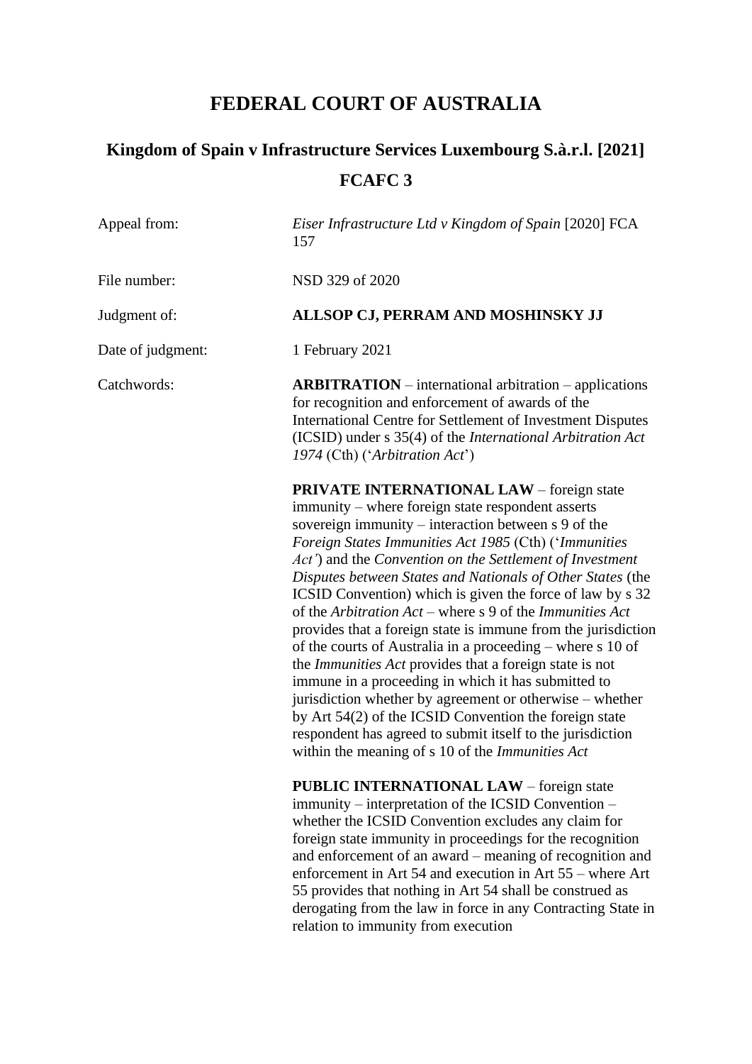# FEDERAL COURT OF AUSTRALIA

## Kingdom of Spain v Infrastructure Services Luxembourg S.à.r.l. [2021] FCAFC 3

| | |
|---|---|
| Appeal from: | *Eiser Infrastructure Ltd v Kingdom of Spain* [2020] FCA 157 |
| File number: | NSD 329 of 2020 |
| Judgment of: | **ALLSOP CJ, PERRAM AND MOSHINSKY JJ** |
| Date of judgment: | 1 February 2021 |
| Catchwords: | **ARBITRATION** – international arbitration – applications for recognition and enforcement of awards of the International Centre for Settlement of Investment Disputes (ICSID) under s 35(4) of the *International Arbitration Act 1974* (Cth) ('*Arbitration Act*')<br><br>**PRIVATE INTERNATIONAL LAW** – foreign state immunity – where foreign state respondent asserts sovereign immunity – interaction between s 9 of the *Foreign States Immunities Act 1985* (Cth) ('*Immunities Act*') and the *Convention on the Settlement of Investment Disputes between States and Nationals of Other States* (the ICSID Convention) which is given the force of law by s 32 of the *Arbitration Act* – where s 9 of the *Immunities Act* provides that a foreign state is immune from the jurisdiction of the courts of Australia in a proceeding – where s 10 of the *Immunities Act* provides that a foreign state is not immune in a proceeding in which it has submitted to jurisdiction whether by agreement or otherwise – whether by Art 54(2) of the ICSID Convention the foreign state respondent has agreed to submit itself to the jurisdiction within the meaning of s 10 of the *Immunities Act*<br><br>**PUBLIC INTERNATIONAL LAW** – foreign state immunity – interpretation of the ICSID Convention – whether the ICSID Convention excludes any claim for foreign state immunity in proceedings for the recognition and enforcement of an award – meaning of recognition and enforcement in Art 54 and execution in Art 55 – where Art 55 provides that nothing in Art 54 shall be construed as derogating from the law in force in any Contracting State in relation to immunity from execution |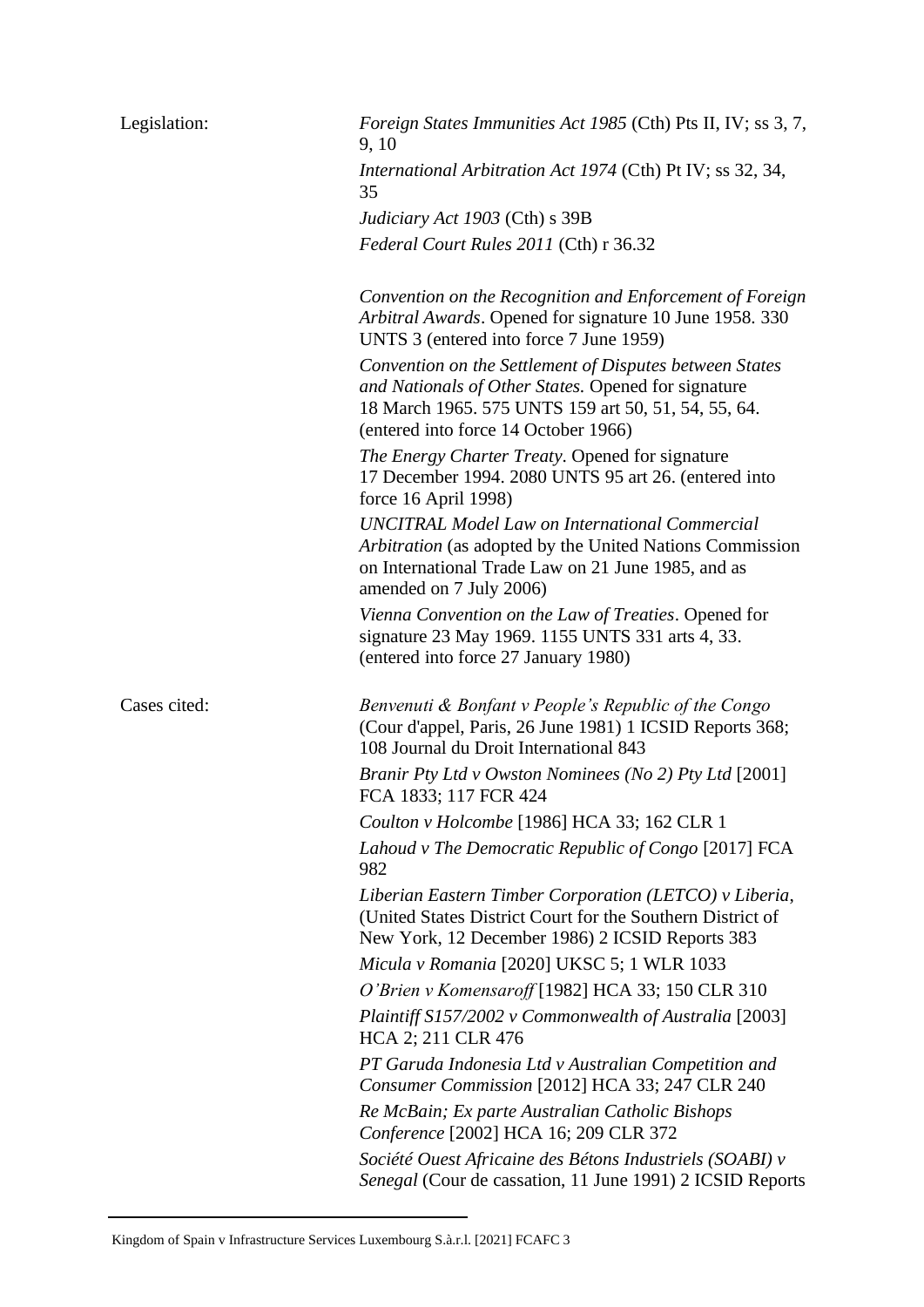| | |
|---|---|
| Legislation: | *Foreign States Immunities Act 1985* (Cth) Pts II, IV; ss 3, 7, 9, 10 |
| | *International Arbitration Act 1974* (Cth) Pt IV; ss 32, 34, 35 |
| | *Judiciary Act 1903* (Cth) s 39B |
| | *Federal Court Rules 2011* (Cth) r 36.32 |
| | *Convention on the Recognition and Enforcement of Foreign Arbitral Awards*. Opened for signature 10 June 1958. 330 UNTS 3 (entered into force 7 June 1959) |
| | *Convention on the Settlement of Disputes between States and Nationals of Other States.* Opened for signature 18 March 1965. 575 UNTS 159 art 50, 51, 54, 55, 64. (entered into force 14 October 1966) |
| | *The Energy Charter Treaty*. Opened for signature 17 December 1994. 2080 UNTS 95 art 26. (entered into force 16 April 1998) |
| | *UNCITRAL Model Law on International Commercial Arbitration* (as adopted by the United Nations Commission on International Trade Law on 21 June 1985, and as amended on 7 July 2006) |
| | *Vienna Convention on the Law of Treaties*. Opened for signature 23 May 1969. 1155 UNTS 331 arts 4, 33. (entered into force 27 January 1980) |
| Cases cited: | *Benvenuti & Bonfant v People's Republic of the Congo* (Cour d'appel, Paris, 26 June 1981) 1 ICSID Reports 368; 108 Journal du Droit International 843 |
| | *Branir Pty Ltd v Owston Nominees (No 2) Pty Ltd* [2001] FCA 1833; 117 FCR 424 |
| | *Coulton v Holcombe* [1986] HCA 33; 162 CLR 1 |
| | *Lahoud v The Democratic Republic of Congo* [2017] FCA 982 |
| | *Liberian Eastern Timber Corporation (LETCO) v Liberia*, (United States District Court for the Southern District of New York, 12 December 1986) 2 ICSID Reports 383 |
| | *Micula v Romania* [2020] UKSC 5; 1 WLR 1033 |
| | *O'Brien v Komensaroff* [1982] HCA 33; 150 CLR 310 |
| | *Plaintiff S157/2002 v Commonwealth of Australia* [2003] HCA 2; 211 CLR 476 |
| | *PT Garuda Indonesia Ltd v Australian Competition and Consumer Commission* [2012] HCA 33; 247 CLR 240 |
| | *Re McBain; Ex parte Australian Catholic Bishops Conference* [2002] HCA 16; 209 CLR 372 |
| | *Société Ouest Africaine des Bétons Industriels (SOABI) v Senegal* (Cour de cassation, 11 June 1991) 2 ICSID Reports |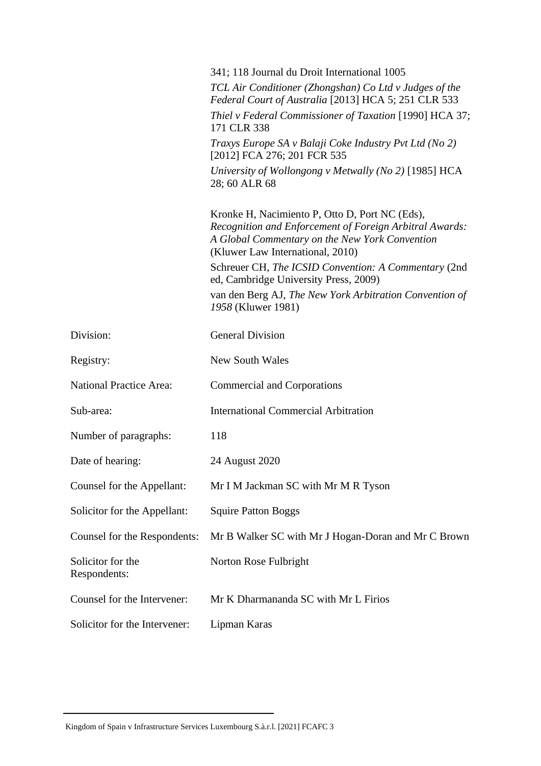341; 118 Journal du Droit International 1005

*TCL Air Conditioner (Zhongshan) Co Ltd v Judges of the Federal Court of Australia* [2013] HCA 5; 251 CLR 533

*Thiel v Federal Commissioner of Taxation* [1990] HCA 37; 171 CLR 338

*Traxys Europe SA v Balaji Coke Industry Pvt Ltd (No 2)* [2012] FCA 276; 201 FCR 535

*University of Wollongong v Metwally (No 2)* [1985] HCA 28; 60 ALR 68

Kronke H, Nacimiento P, Otto D, Port NC (Eds), *Recognition and Enforcement of Foreign Arbitral Awards: A Global Commentary on the New York Convention* (Kluwer Law International, 2010)

Schreuer CH, *The ICSID Convention: A Commentary* (2nd ed, Cambridge University Press, 2009)

van den Berg AJ, *The New York Arbitration Convention of 1958* (Kluwer 1981)

| | |
|---|---|
| Division: | General Division |
| Registry: | New South Wales |
| National Practice Area: | Commercial and Corporations |
| Sub-area: | International Commercial Arbitration |
| Number of paragraphs: | 118 |
| Date of hearing: | 24 August 2020 |
| Counsel for the Appellant: | Mr I M Jackman SC with Mr M R Tyson |
| Solicitor for the Appellant: | Squire Patton Boggs |
| Counsel for the Respondents: | Mr B Walker SC with Mr J Hogan-Doran and Mr C Brown |
| Solicitor for the Respondents: | Norton Rose Fulbright |
| Counsel for the Intervener: | Mr K Dharmananda SC with Mr L Firios |
| Solicitor for the Intervener: | Lipman Karas |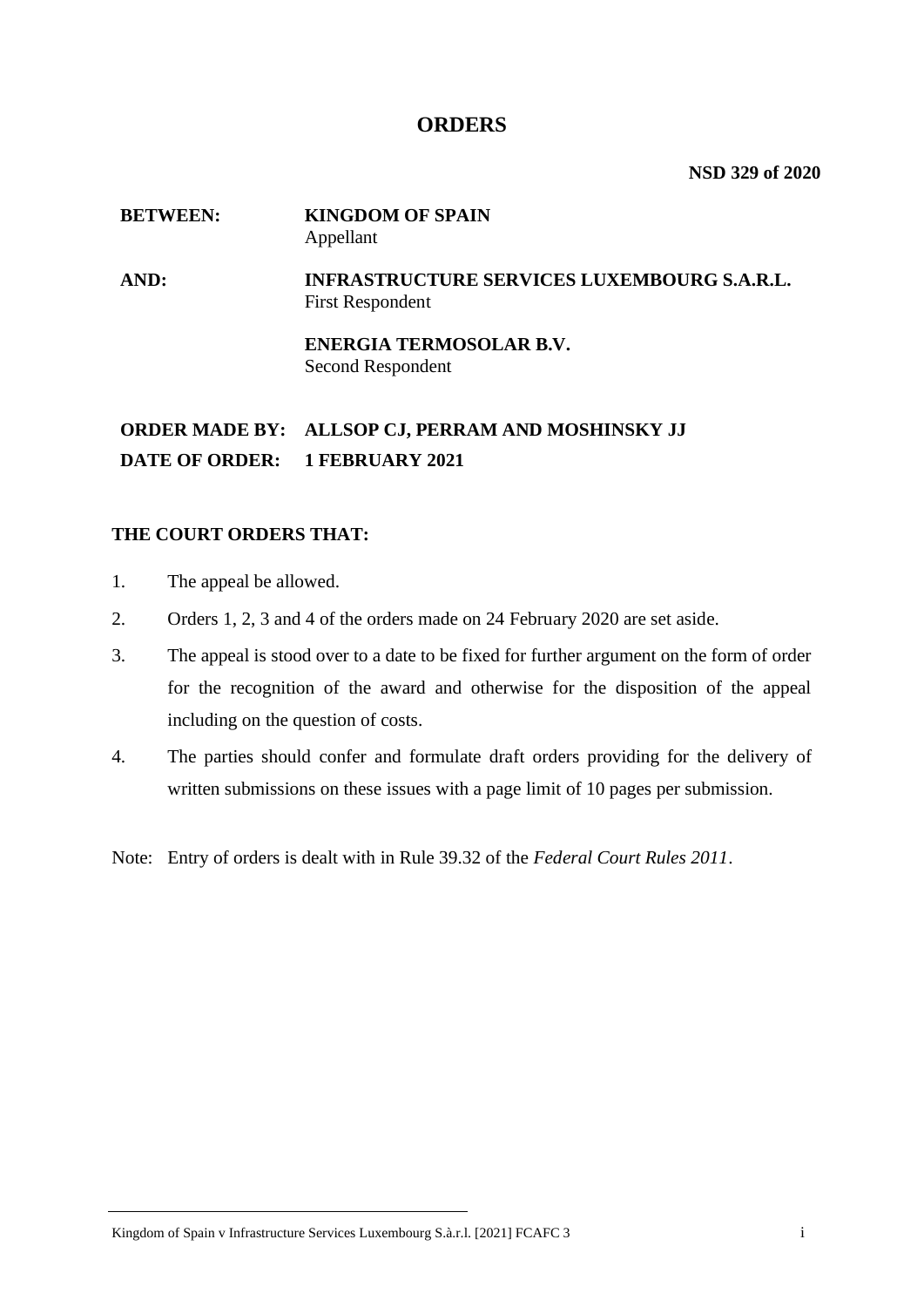# ORDERS

**NSD 329 of 2020**

| | |
|---|---|
| **BETWEEN:** | **KINGDOM OF SPAIN**<br>Appellant |
| **AND:** | **INFRASTRUCTURE SERVICES LUXEMBOURG S.A.R.L.**<br>First Respondent |
| | **ENERGIA TERMOSOLAR B.V.**<br>Second Respondent |

**ORDER MADE BY:** **ALLSOP CJ, PERRAM AND MOSHINSKY JJ**

**DATE OF ORDER:** **1 FEBRUARY 2021**

**THE COURT ORDERS THAT:**

1. The appeal be allowed.
2. Orders 1, 2, 3 and 4 of the orders made on 24 February 2020 are set aside.
3. The appeal is stood over to a date to be fixed for further argument on the form of order for the recognition of the award and otherwise for the disposition of the appeal including on the question of costs.
4. The parties should confer and formulate draft orders providing for the delivery of written submissions on these issues with a page limit of 10 pages per submission.

Note: Entry of orders is dealt with in Rule 39.32 of the *Federal Court Rules 2011*.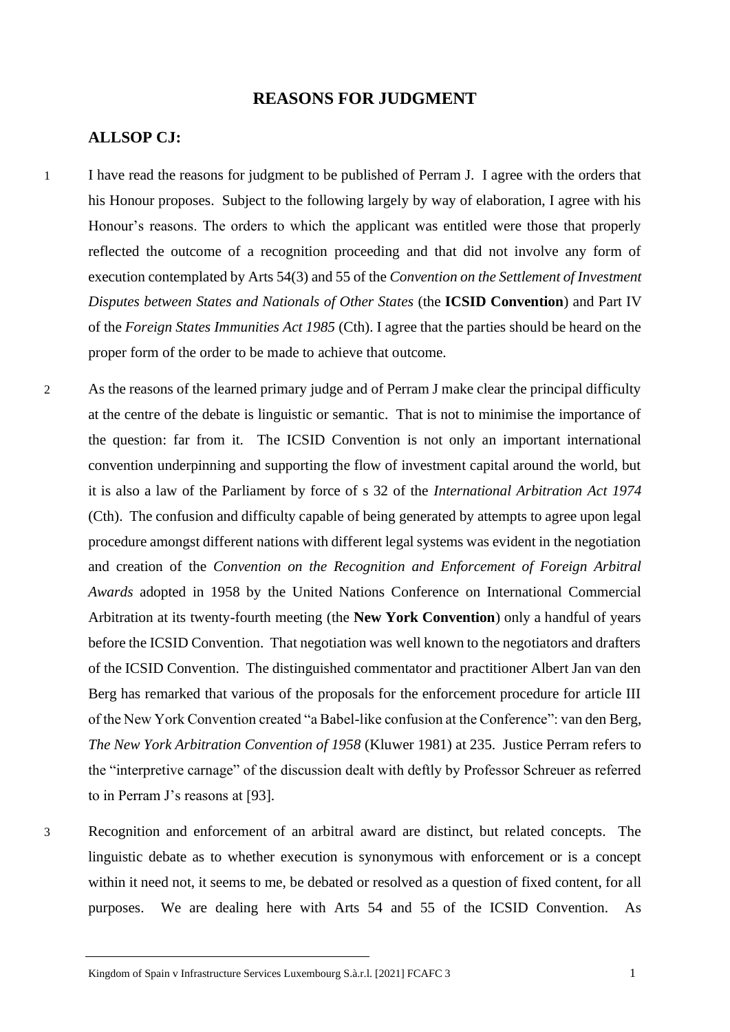## REASONS FOR JUDGMENT

### ALLSOP CJ:

1 I have read the reasons for judgment to be published of Perram J. I agree with the orders that his Honour proposes. Subject to the following largely by way of elaboration, I agree with his Honour's reasons. The orders to which the applicant was entitled were those that properly reflected the outcome of a recognition proceeding and that did not involve any form of execution contemplated by Arts 54(3) and 55 of the *Convention on the Settlement of Investment Disputes between States and Nationals of Other States* (the **ICSID Convention**) and Part IV of the *Foreign States Immunities Act 1985* (Cth). I agree that the parties should be heard on the proper form of the order to be made to achieve that outcome.

2 As the reasons of the learned primary judge and of Perram J make clear the principal difficulty at the centre of the debate is linguistic or semantic. That is not to minimise the importance of the question: far from it. The ICSID Convention is not only an important international convention underpinning and supporting the flow of investment capital around the world, but it is also a law of the Parliament by force of s 32 of the *International Arbitration Act 1974* (Cth). The confusion and difficulty capable of being generated by attempts to agree upon legal procedure amongst different nations with different legal systems was evident in the negotiation and creation of the *Convention on the Recognition and Enforcement of Foreign Arbitral Awards* adopted in 1958 by the United Nations Conference on International Commercial Arbitration at its twenty-fourth meeting (the **New York Convention**) only a handful of years before the ICSID Convention. That negotiation was well known to the negotiators and drafters of the ICSID Convention. The distinguished commentator and practitioner Albert Jan van den Berg has remarked that various of the proposals for the enforcement procedure for article III of the New York Convention created "a Babel-like confusion at the Conference": van den Berg, *The New York Arbitration Convention of 1958* (Kluwer 1981) at 235. Justice Perram refers to the "interpretive carnage" of the discussion dealt with deftly by Professor Schreuer as referred to in Perram J's reasons at [93].

3 Recognition and enforcement of an arbitral award are distinct, but related concepts. The linguistic debate as to whether execution is synonymous with enforcement or is a concept within it need not, it seems to me, be debated or resolved as a question of fixed content, for all purposes. We are dealing here with Arts 54 and 55 of the ICSID Convention. As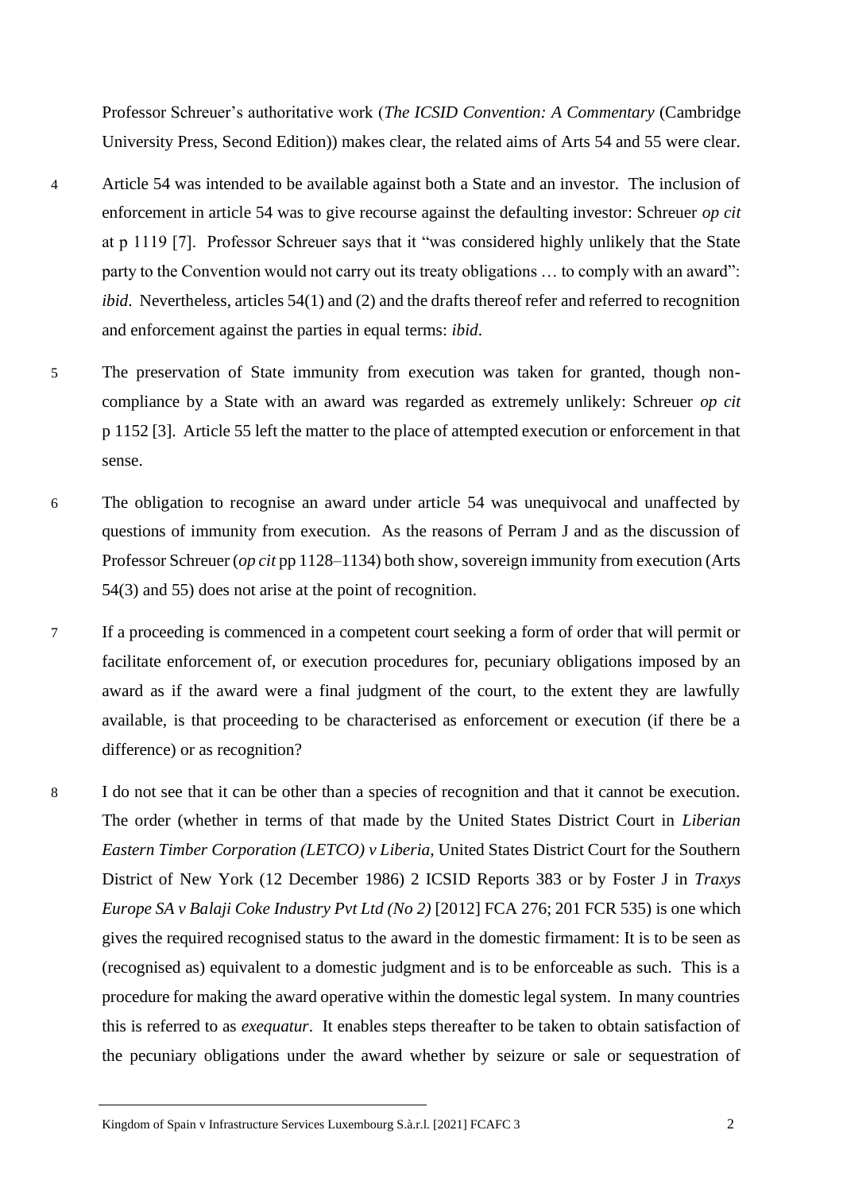Professor Schreuer's authoritative work (*The ICSID Convention: A Commentary* (Cambridge University Press, Second Edition)) makes clear, the related aims of Arts 54 and 55 were clear.

4 Article 54 was intended to be available against both a State and an investor. The inclusion of enforcement in article 54 was to give recourse against the defaulting investor: Schreuer *op cit* at p 1119 [7]. Professor Schreuer says that it "was considered highly unlikely that the State party to the Convention would not carry out its treaty obligations … to comply with an award": *ibid*. Nevertheless, articles 54(1) and (2) and the drafts thereof refer and referred to recognition and enforcement against the parties in equal terms: *ibid*.

5 The preservation of State immunity from execution was taken for granted, though non-compliance by a State with an award was regarded as extremely unlikely: Schreuer *op cit* p 1152 [3]. Article 55 left the matter to the place of attempted execution or enforcement in that sense.

6 The obligation to recognise an award under article 54 was unequivocal and unaffected by questions of immunity from execution. As the reasons of Perram J and as the discussion of Professor Schreuer (*op cit* pp 1128–1134) both show, sovereign immunity from execution (Arts 54(3) and 55) does not arise at the point of recognition.

7 If a proceeding is commenced in a competent court seeking a form of order that will permit or facilitate enforcement of, or execution procedures for, pecuniary obligations imposed by an award as if the award were a final judgment of the court, to the extent they are lawfully available, is that proceeding to be characterised as enforcement or execution (if there be a difference) or as recognition?

8 I do not see that it can be other than a species of recognition and that it cannot be execution. The order (whether in terms of that made by the United States District Court in *Liberian Eastern Timber Corporation (LETCO) v Liberia*, United States District Court for the Southern District of New York (12 December 1986) 2 ICSID Reports 383 or by Foster J in *Traxys Europe SA v Balaji Coke Industry Pvt Ltd (No 2)* [2012] FCA 276; 201 FCR 535) is one which gives the required recognised status to the award in the domestic firmament: It is to be seen as (recognised as) equivalent to a domestic judgment and is to be enforceable as such. This is a procedure for making the award operative within the domestic legal system. In many countries this is referred to as *exequatur*. It enables steps thereafter to be taken to obtain satisfaction of the pecuniary obligations under the award whether by seizure or sale or sequestration of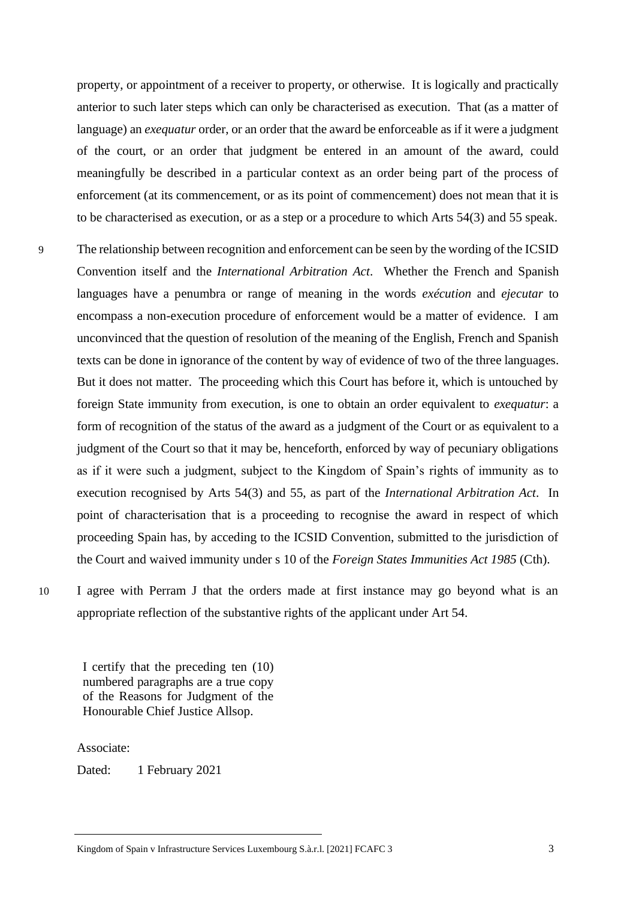property, or appointment of a receiver to property, or otherwise. It is logically and practically anterior to such later steps which can only be characterised as execution. That (as a matter of language) an *exequatur* order, or an order that the award be enforceable as if it were a judgment of the court, or an order that judgment be entered in an amount of the award, could meaningfully be described in a particular context as an order being part of the process of enforcement (at its commencement, or as its point of commencement) does not mean that it is to be characterised as execution, or as a step or a procedure to which Arts 54(3) and 55 speak.

9 The relationship between recognition and enforcement can be seen by the wording of the ICSID Convention itself and the *International Arbitration Act*. Whether the French and Spanish languages have a penumbra or range of meaning in the words *exécution* and *ejecutar* to encompass a non-execution procedure of enforcement would be a matter of evidence. I am unconvinced that the question of resolution of the meaning of the English, French and Spanish texts can be done in ignorance of the content by way of evidence of two of the three languages. But it does not matter. The proceeding which this Court has before it, which is untouched by foreign State immunity from execution, is one to obtain an order equivalent to *exequatur*: a form of recognition of the status of the award as a judgment of the Court or as equivalent to a judgment of the Court so that it may be, henceforth, enforced by way of pecuniary obligations as if it were such a judgment, subject to the Kingdom of Spain's rights of immunity as to execution recognised by Arts 54(3) and 55, as part of the *International Arbitration Act*. In point of characterisation that is a proceeding to recognise the award in respect of which proceeding Spain has, by acceding to the ICSID Convention, submitted to the jurisdiction of the Court and waived immunity under s 10 of the *Foreign States Immunities Act 1985* (Cth).

10 I agree with Perram J that the orders made at first instance may go beyond what is an appropriate reflection of the substantive rights of the applicant under Art 54.

I certify that the preceding ten (10) numbered paragraphs are a true copy of the Reasons for Judgment of the Honourable Chief Justice Allsop.

Associate:

Dated: 1 February 2021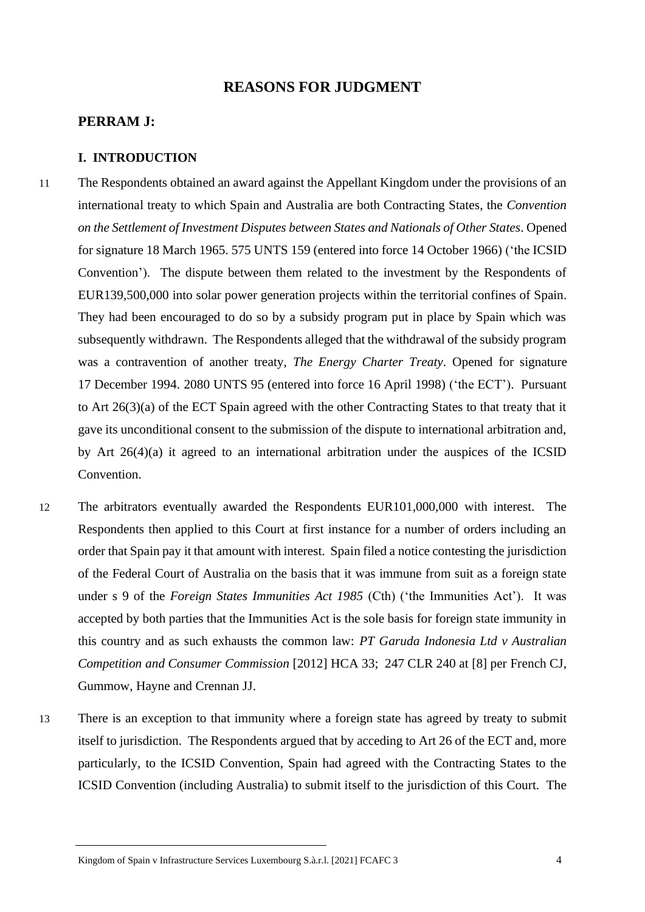## REASONS FOR JUDGMENT

### PERRAM J:

#### I. INTRODUCTION

11 The Respondents obtained an award against the Appellant Kingdom under the provisions of an international treaty to which Spain and Australia are both Contracting States, the *Convention on the Settlement of Investment Disputes between States and Nationals of Other States*. Opened for signature 18 March 1965. 575 UNTS 159 (entered into force 14 October 1966) ('the ICSID Convention'). The dispute between them related to the investment by the Respondents of EUR139,500,000 into solar power generation projects within the territorial confines of Spain. They had been encouraged to do so by a subsidy program put in place by Spain which was subsequently withdrawn. The Respondents alleged that the withdrawal of the subsidy program was a contravention of another treaty, *The Energy Charter Treaty*. Opened for signature 17 December 1994. 2080 UNTS 95 (entered into force 16 April 1998) ('the ECT'). Pursuant to Art 26(3)(a) of the ECT Spain agreed with the other Contracting States to that treaty that it gave its unconditional consent to the submission of the dispute to international arbitration and, by Art 26(4)(a) it agreed to an international arbitration under the auspices of the ICSID Convention.

12 The arbitrators eventually awarded the Respondents EUR101,000,000 with interest. The Respondents then applied to this Court at first instance for a number of orders including an order that Spain pay it that amount with interest. Spain filed a notice contesting the jurisdiction of the Federal Court of Australia on the basis that it was immune from suit as a foreign state under s 9 of the *Foreign States Immunities Act 1985* (Cth) ('the Immunities Act'). It was accepted by both parties that the Immunities Act is the sole basis for foreign state immunity in this country and as such exhausts the common law: *PT Garuda Indonesia Ltd v Australian Competition and Consumer Commission* [2012] HCA 33; 247 CLR 240 at [8] per French CJ, Gummow, Hayne and Crennan JJ.

13 There is an exception to that immunity where a foreign state has agreed by treaty to submit itself to jurisdiction. The Respondents argued that by acceding to Art 26 of the ECT and, more particularly, to the ICSID Convention, Spain had agreed with the Contracting States to the ICSID Convention (including Australia) to submit itself to the jurisdiction of this Court. The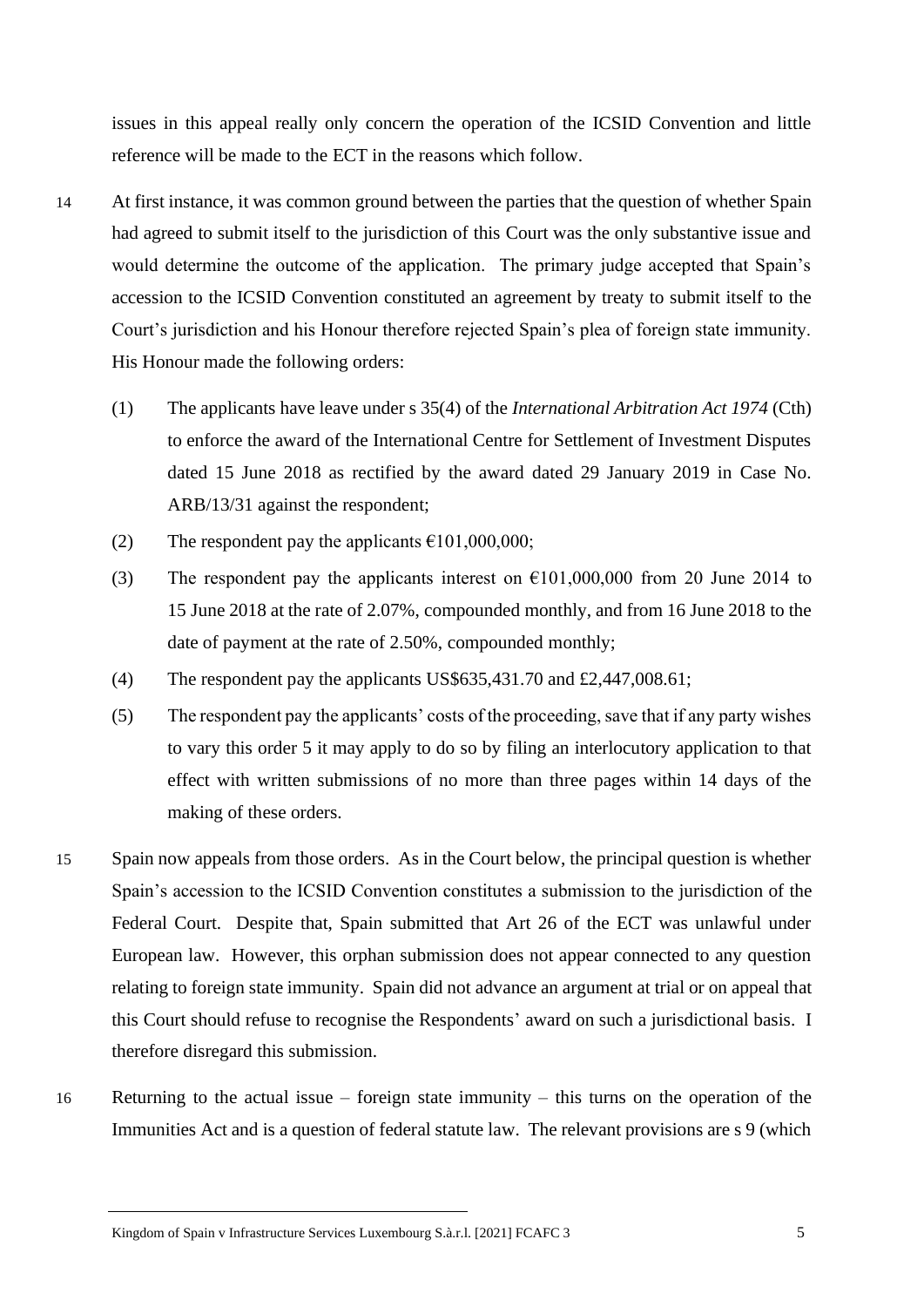issues in this appeal really only concern the operation of the ICSID Convention and little reference will be made to the ECT in the reasons which follow.

14 At first instance, it was common ground between the parties that the question of whether Spain had agreed to submit itself to the jurisdiction of this Court was the only substantive issue and would determine the outcome of the application. The primary judge accepted that Spain's accession to the ICSID Convention constituted an agreement by treaty to submit itself to the Court's jurisdiction and his Honour therefore rejected Spain's plea of foreign state immunity. His Honour made the following orders:

(1) The applicants have leave under s 35(4) of the *International Arbitration Act 1974* (Cth) to enforce the award of the International Centre for Settlement of Investment Disputes dated 15 June 2018 as rectified by the award dated 29 January 2019 in Case No. ARB/13/31 against the respondent;

(2) The respondent pay the applicants €101,000,000;

(3) The respondent pay the applicants interest on €101,000,000 from 20 June 2014 to 15 June 2018 at the rate of 2.07%, compounded monthly, and from 16 June 2018 to the date of payment at the rate of 2.50%, compounded monthly;

(4) The respondent pay the applicants US$635,431.70 and £2,447,008.61;

(5) The respondent pay the applicants' costs of the proceeding, save that if any party wishes to vary this order 5 it may apply to do so by filing an interlocutory application to that effect with written submissions of no more than three pages within 14 days of the making of these orders.

15 Spain now appeals from those orders. As in the Court below, the principal question is whether Spain's accession to the ICSID Convention constitutes a submission to the jurisdiction of the Federal Court. Despite that, Spain submitted that Art 26 of the ECT was unlawful under European law. However, this orphan submission does not appear connected to any question relating to foreign state immunity. Spain did not advance an argument at trial or on appeal that this Court should refuse to recognise the Respondents' award on such a jurisdictional basis. I therefore disregard this submission.

16 Returning to the actual issue – foreign state immunity – this turns on the operation of the Immunities Act and is a question of federal statute law. The relevant provisions are s 9 (which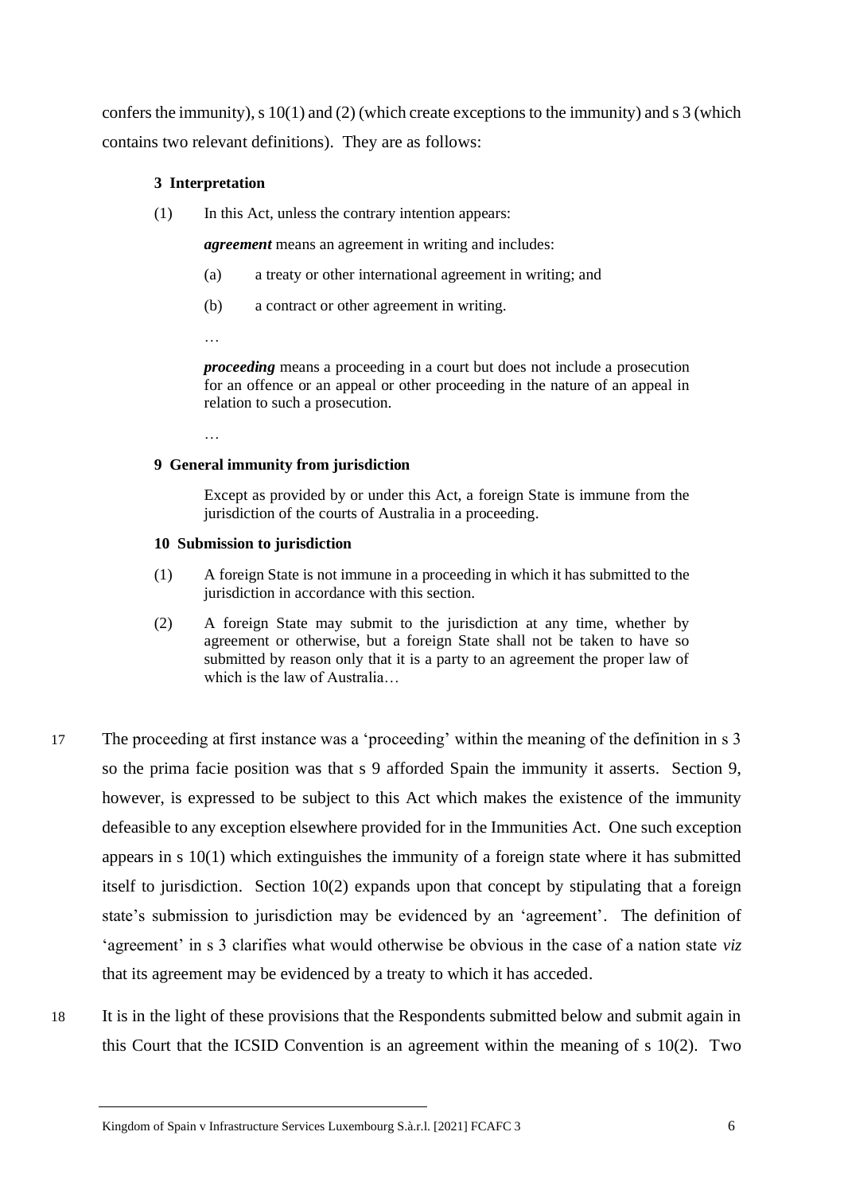confers the immunity), s 10(1) and (2) (which create exceptions to the immunity) and s 3 (which contains two relevant definitions). They are as follows:

> **3 Interpretation**
>
> (1) In this Act, unless the contrary intention appears:
>
> ***agreement*** means an agreement in writing and includes:
>
> (a) a treaty or other international agreement in writing; and
>
> (b) a contract or other agreement in writing.
>
> …
>
> ***proceeding*** means a proceeding in a court but does not include a prosecution for an offence or an appeal or other proceeding in the nature of an appeal in relation to such a prosecution.
>
> …
>
> **9 General immunity from jurisdiction**
>
> Except as provided by or under this Act, a foreign State is immune from the jurisdiction of the courts of Australia in a proceeding.
>
> **10 Submission to jurisdiction**
>
> (1) A foreign State is not immune in a proceeding in which it has submitted to the jurisdiction in accordance with this section.
>
> (2) A foreign State may submit to the jurisdiction at any time, whether by agreement or otherwise, but a foreign State shall not be taken to have so submitted by reason only that it is a party to an agreement the proper law of which is the law of Australia…

17 The proceeding at first instance was a 'proceeding' within the meaning of the definition in s 3 so the prima facie position was that s 9 afforded Spain the immunity it asserts. Section 9, however, is expressed to be subject to this Act which makes the existence of the immunity defeasible to any exception elsewhere provided for in the Immunities Act. One such exception appears in s 10(1) which extinguishes the immunity of a foreign state where it has submitted itself to jurisdiction. Section 10(2) expands upon that concept by stipulating that a foreign state's submission to jurisdiction may be evidenced by an 'agreement'. The definition of 'agreement' in s 3 clarifies what would otherwise be obvious in the case of a nation state *viz* that its agreement may be evidenced by a treaty to which it has acceded.

18 It is in the light of these provisions that the Respondents submitted below and submit again in this Court that the ICSID Convention is an agreement within the meaning of s 10(2). Two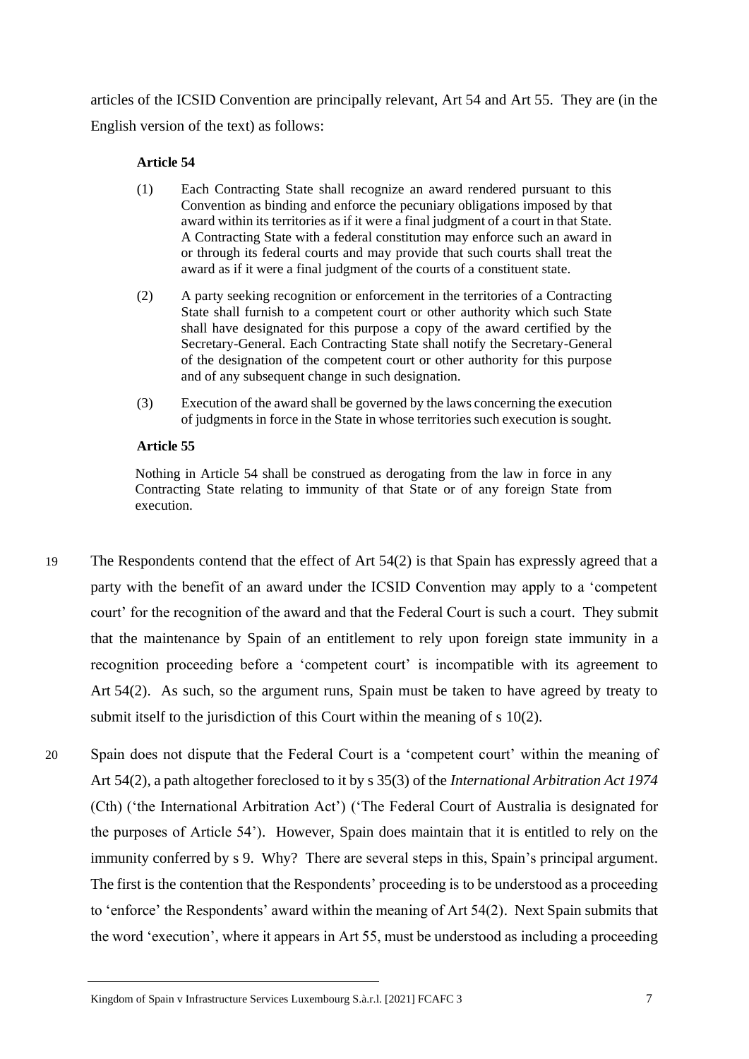articles of the ICSID Convention are principally relevant, Art 54 and Art 55. They are (in the English version of the text) as follows:

> **Article 54**
>
> (1) Each Contracting State shall recognize an award rendered pursuant to this Convention as binding and enforce the pecuniary obligations imposed by that award within its territories as if it were a final judgment of a court in that State. A Contracting State with a federal constitution may enforce such an award in or through its federal courts and may provide that such courts shall treat the award as if it were a final judgment of the courts of a constituent state.
>
> (2) A party seeking recognition or enforcement in the territories of a Contracting State shall furnish to a competent court or other authority which such State shall have designated for this purpose a copy of the award certified by the Secretary-General. Each Contracting State shall notify the Secretary-General of the designation of the competent court or other authority for this purpose and of any subsequent change in such designation.
>
> (3) Execution of the award shall be governed by the laws concerning the execution of judgments in force in the State in whose territories such execution is sought.
>
> **Article 55**
>
> Nothing in Article 54 shall be construed as derogating from the law in force in any Contracting State relating to immunity of that State or of any foreign State from execution.

19 The Respondents contend that the effect of Art 54(2) is that Spain has expressly agreed that a party with the benefit of an award under the ICSID Convention may apply to a 'competent court' for the recognition of the award and that the Federal Court is such a court. They submit that the maintenance by Spain of an entitlement to rely upon foreign state immunity in a recognition proceeding before a 'competent court' is incompatible with its agreement to Art 54(2). As such, so the argument runs, Spain must be taken to have agreed by treaty to submit itself to the jurisdiction of this Court within the meaning of s 10(2).

20 Spain does not dispute that the Federal Court is a 'competent court' within the meaning of Art 54(2), a path altogether foreclosed to it by s 35(3) of the *International Arbitration Act 1974* (Cth) ('the International Arbitration Act') ('The Federal Court of Australia is designated for the purposes of Article 54'). However, Spain does maintain that it is entitled to rely on the immunity conferred by s 9. Why? There are several steps in this, Spain's principal argument. The first is the contention that the Respondents' proceeding is to be understood as a proceeding to 'enforce' the Respondents' award within the meaning of Art 54(2). Next Spain submits that the word 'execution', where it appears in Art 55, must be understood as including a proceeding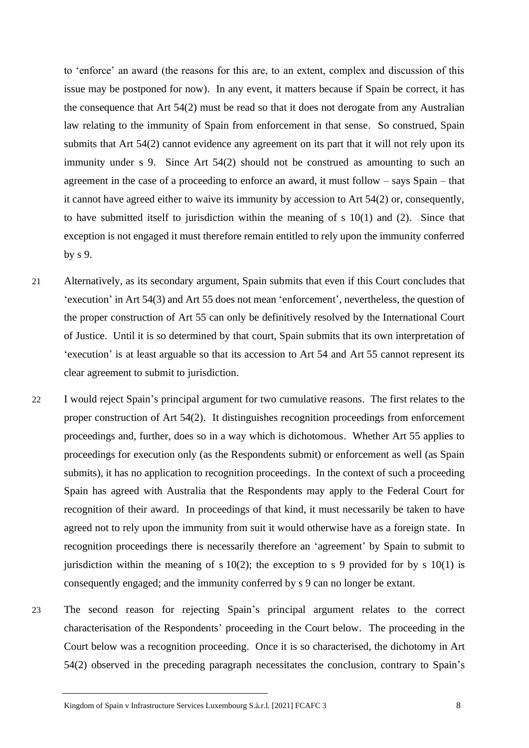to 'enforce' an award (the reasons for this are, to an extent, complex and discussion of this issue may be postponed for now). In any event, it matters because if Spain be correct, it has the consequence that Art 54(2) must be read so that it does not derogate from any Australian law relating to the immunity of Spain from enforcement in that sense. So construed, Spain submits that Art 54(2) cannot evidence any agreement on its part that it will not rely upon its immunity under s 9. Since Art 54(2) should not be construed as amounting to such an agreement in the case of a proceeding to enforce an award, it must follow – says Spain – that it cannot have agreed either to waive its immunity by accession to Art 54(2) or, consequently, to have submitted itself to jurisdiction within the meaning of s 10(1) and (2). Since that exception is not engaged it must therefore remain entitled to rely upon the immunity conferred by s 9.

21 Alternatively, as its secondary argument, Spain submits that even if this Court concludes that 'execution' in Art 54(3) and Art 55 does not mean 'enforcement', nevertheless, the question of the proper construction of Art 55 can only be definitively resolved by the International Court of Justice. Until it is so determined by that court, Spain submits that its own interpretation of 'execution' is at least arguable so that its accession to Art 54 and Art 55 cannot represent its clear agreement to submit to jurisdiction.

22 I would reject Spain's principal argument for two cumulative reasons. The first relates to the proper construction of Art 54(2). It distinguishes recognition proceedings from enforcement proceedings and, further, does so in a way which is dichotomous. Whether Art 55 applies to proceedings for execution only (as the Respondents submit) or enforcement as well (as Spain submits), it has no application to recognition proceedings. In the context of such a proceeding Spain has agreed with Australia that the Respondents may apply to the Federal Court for recognition of their award. In proceedings of that kind, it must necessarily be taken to have agreed not to rely upon the immunity from suit it would otherwise have as a foreign state. In recognition proceedings there is necessarily therefore an 'agreement' by Spain to submit to jurisdiction within the meaning of s 10(2); the exception to s 9 provided for by s 10(1) is consequently engaged; and the immunity conferred by s 9 can no longer be extant.

23 The second reason for rejecting Spain's principal argument relates to the correct characterisation of the Respondents' proceeding in the Court below. The proceeding in the Court below was a recognition proceeding. Once it is so characterised, the dichotomy in Art 54(2) observed in the preceding paragraph necessitates the conclusion, contrary to Spain's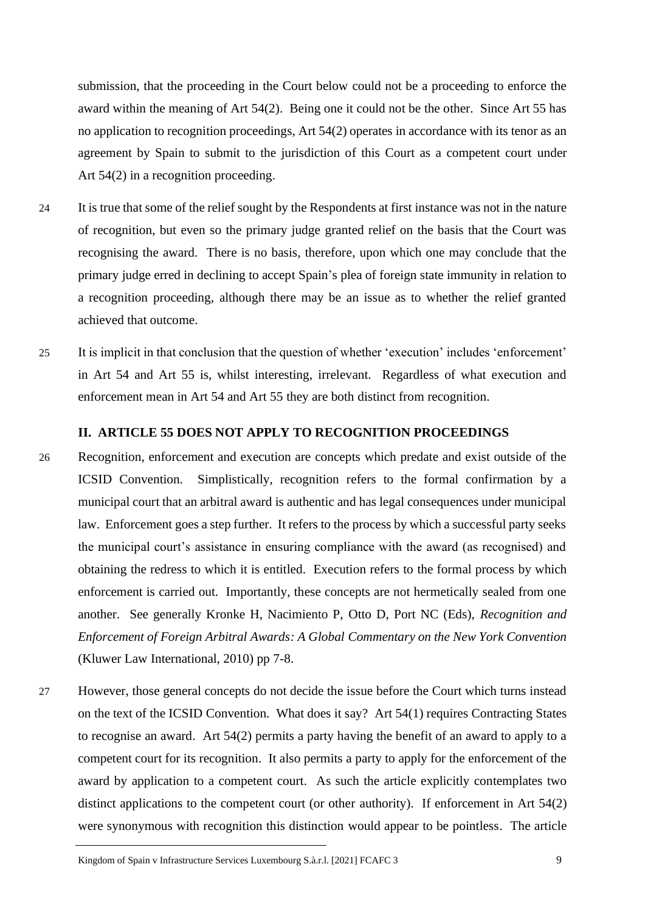submission, that the proceeding in the Court below could not be a proceeding to enforce the award within the meaning of Art 54(2). Being one it could not be the other. Since Art 55 has no application to recognition proceedings, Art 54(2) operates in accordance with its tenor as an agreement by Spain to submit to the jurisdiction of this Court as a competent court under Art 54(2) in a recognition proceeding.

24 It is true that some of the relief sought by the Respondents at first instance was not in the nature of recognition, but even so the primary judge granted relief on the basis that the Court was recognising the award. There is no basis, therefore, upon which one may conclude that the primary judge erred in declining to accept Spain's plea of foreign state immunity in relation to a recognition proceeding, although there may be an issue as to whether the relief granted achieved that outcome.

25 It is implicit in that conclusion that the question of whether 'execution' includes 'enforcement' in Art 54 and Art 55 is, whilst interesting, irrelevant. Regardless of what execution and enforcement mean in Art 54 and Art 55 they are both distinct from recognition.

## II. ARTICLE 55 DOES NOT APPLY TO RECOGNITION PROCEEDINGS

26 Recognition, enforcement and execution are concepts which predate and exist outside of the ICSID Convention. Simplistically, recognition refers to the formal confirmation by a municipal court that an arbitral award is authentic and has legal consequences under municipal law. Enforcement goes a step further. It refers to the process by which a successful party seeks the municipal court's assistance in ensuring compliance with the award (as recognised) and obtaining the redress to which it is entitled. Execution refers to the formal process by which enforcement is carried out. Importantly, these concepts are not hermetically sealed from one another. See generally Kronke H, Nacimiento P, Otto D, Port NC (Eds), *Recognition and Enforcement of Foreign Arbitral Awards: A Global Commentary on the New York Convention* (Kluwer Law International, 2010) pp 7-8.

27 However, those general concepts do not decide the issue before the Court which turns instead on the text of the ICSID Convention. What does it say? Art 54(1) requires Contracting States to recognise an award. Art 54(2) permits a party having the benefit of an award to apply to a competent court for its recognition. It also permits a party to apply for the enforcement of the award by application to a competent court. As such the article explicitly contemplates two distinct applications to the competent court (or other authority). If enforcement in Art 54(2) were synonymous with recognition this distinction would appear to be pointless. The article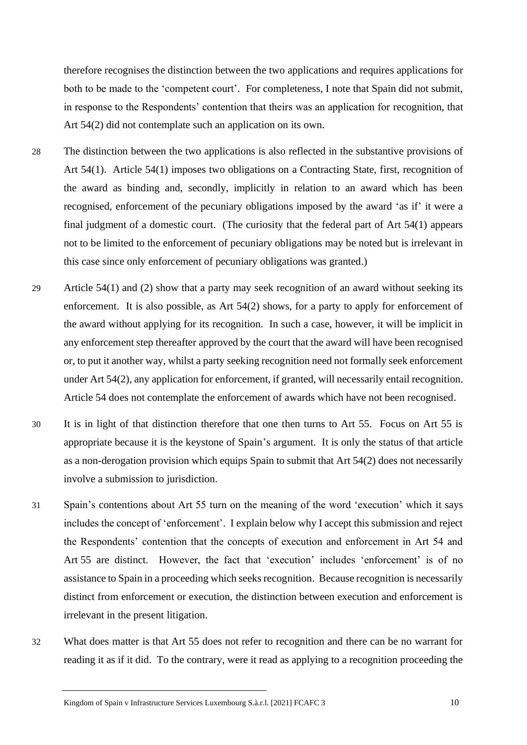therefore recognises the distinction between the two applications and requires applications for both to be made to the 'competent court'. For completeness, I note that Spain did not submit, in response to the Respondents' contention that theirs was an application for recognition, that Art 54(2) did not contemplate such an application on its own.

28 The distinction between the two applications is also reflected in the substantive provisions of Art 54(1). Article 54(1) imposes two obligations on a Contracting State, first, recognition of the award as binding and, secondly, implicitly in relation to an award which has been recognised, enforcement of the pecuniary obligations imposed by the award 'as if' it were a final judgment of a domestic court. (The curiosity that the federal part of Art 54(1) appears not to be limited to the enforcement of pecuniary obligations may be noted but is irrelevant in this case since only enforcement of pecuniary obligations was granted.)

29 Article 54(1) and (2) show that a party may seek recognition of an award without seeking its enforcement. It is also possible, as Art 54(2) shows, for a party to apply for enforcement of the award without applying for its recognition. In such a case, however, it will be implicit in any enforcement step thereafter approved by the court that the award will have been recognised or, to put it another way, whilst a party seeking recognition need not formally seek enforcement under Art 54(2), any application for enforcement, if granted, will necessarily entail recognition. Article 54 does not contemplate the enforcement of awards which have not been recognised.

30 It is in light of that distinction therefore that one then turns to Art 55. Focus on Art 55 is appropriate because it is the keystone of Spain's argument. It is only the status of that article as a non-derogation provision which equips Spain to submit that Art 54(2) does not necessarily involve a submission to jurisdiction.

31 Spain's contentions about Art 55 turn on the meaning of the word 'execution' which it says includes the concept of 'enforcement'. I explain below why I accept this submission and reject the Respondents' contention that the concepts of execution and enforcement in Art 54 and Art 55 are distinct. However, the fact that 'execution' includes 'enforcement' is of no assistance to Spain in a proceeding which seeks recognition. Because recognition is necessarily distinct from enforcement or execution, the distinction between execution and enforcement is irrelevant in the present litigation.

32 What does matter is that Art 55 does not refer to recognition and there can be no warrant for reading it as if it did. To the contrary, were it read as applying to a recognition proceeding the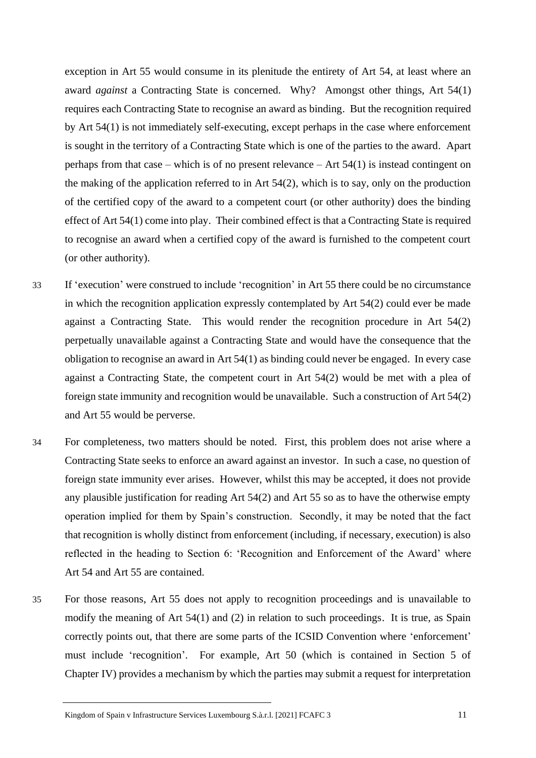exception in Art 55 would consume in its plenitude the entirety of Art 54, at least where an award *against* a Contracting State is concerned. Why? Amongst other things, Art 54(1) requires each Contracting State to recognise an award as binding. But the recognition required by Art 54(1) is not immediately self-executing, except perhaps in the case where enforcement is sought in the territory of a Contracting State which is one of the parties to the award. Apart perhaps from that case – which is of no present relevance – Art 54(1) is instead contingent on the making of the application referred to in Art 54(2), which is to say, only on the production of the certified copy of the award to a competent court (or other authority) does the binding effect of Art 54(1) come into play. Their combined effect is that a Contracting State is required to recognise an award when a certified copy of the award is furnished to the competent court (or other authority).

33 If 'execution' were construed to include 'recognition' in Art 55 there could be no circumstance in which the recognition application expressly contemplated by Art 54(2) could ever be made against a Contracting State. This would render the recognition procedure in Art 54(2) perpetually unavailable against a Contracting State and would have the consequence that the obligation to recognise an award in Art 54(1) as binding could never be engaged. In every case against a Contracting State, the competent court in Art 54(2) would be met with a plea of foreign state immunity and recognition would be unavailable. Such a construction of Art 54(2) and Art 55 would be perverse.

34 For completeness, two matters should be noted. First, this problem does not arise where a Contracting State seeks to enforce an award against an investor. In such a case, no question of foreign state immunity ever arises. However, whilst this may be accepted, it does not provide any plausible justification for reading Art 54(2) and Art 55 so as to have the otherwise empty operation implied for them by Spain's construction. Secondly, it may be noted that the fact that recognition is wholly distinct from enforcement (including, if necessary, execution) is also reflected in the heading to Section 6: 'Recognition and Enforcement of the Award' where Art 54 and Art 55 are contained.

35 For those reasons, Art 55 does not apply to recognition proceedings and is unavailable to modify the meaning of Art 54(1) and (2) in relation to such proceedings. It is true, as Spain correctly points out, that there are some parts of the ICSID Convention where 'enforcement' must include 'recognition'. For example, Art 50 (which is contained in Section 5 of Chapter IV) provides a mechanism by which the parties may submit a request for interpretation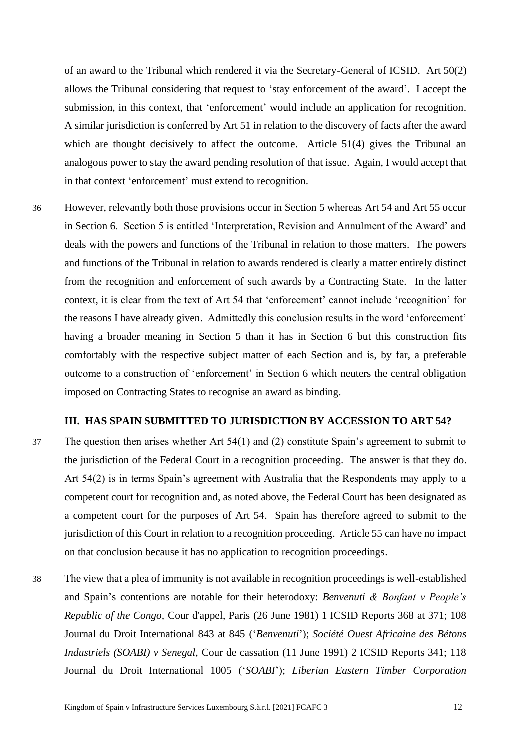of an award to the Tribunal which rendered it via the Secretary-General of ICSID. Art 50(2) allows the Tribunal considering that request to 'stay enforcement of the award'. I accept the submission, in this context, that 'enforcement' would include an application for recognition. A similar jurisdiction is conferred by Art 51 in relation to the discovery of facts after the award which are thought decisively to affect the outcome. Article 51(4) gives the Tribunal an analogous power to stay the award pending resolution of that issue. Again, I would accept that in that context 'enforcement' must extend to recognition.

36 However, relevantly both those provisions occur in Section 5 whereas Art 54 and Art 55 occur in Section 6. Section 5 is entitled 'Interpretation, Revision and Annulment of the Award' and deals with the powers and functions of the Tribunal in relation to those matters. The powers and functions of the Tribunal in relation to awards rendered is clearly a matter entirely distinct from the recognition and enforcement of such awards by a Contracting State. In the latter context, it is clear from the text of Art 54 that 'enforcement' cannot include 'recognition' for the reasons I have already given. Admittedly this conclusion results in the word 'enforcement' having a broader meaning in Section 5 than it has in Section 6 but this construction fits comfortably with the respective subject matter of each Section and is, by far, a preferable outcome to a construction of 'enforcement' in Section 6 which neuters the central obligation imposed on Contracting States to recognise an award as binding.

### III. HAS SPAIN SUBMITTED TO JURISDICTION BY ACCESSION TO ART 54?

37 The question then arises whether Art 54(1) and (2) constitute Spain's agreement to submit to the jurisdiction of the Federal Court in a recognition proceeding. The answer is that they do. Art 54(2) is in terms Spain's agreement with Australia that the Respondents may apply to a competent court for recognition and, as noted above, the Federal Court has been designated as a competent court for the purposes of Art 54. Spain has therefore agreed to submit to the jurisdiction of this Court in relation to a recognition proceeding. Article 55 can have no impact on that conclusion because it has no application to recognition proceedings.

38 The view that a plea of immunity is not available in recognition proceedings is well-established and Spain's contentions are notable for their heterodoxy: *Benvenuti & Bonfant v People's Republic of the Congo*, Cour d'appel, Paris (26 June 1981) 1 ICSID Reports 368 at 371; 108 Journal du Droit International 843 at 845 ('*Benvenuti*'); *Société Ouest Africaine des Bétons Industriels (SOABI) v Senegal*, Cour de cassation (11 June 1991) 2 ICSID Reports 341; 118 Journal du Droit International 1005 ('*SOABI*'); *Liberian Eastern Timber Corporation*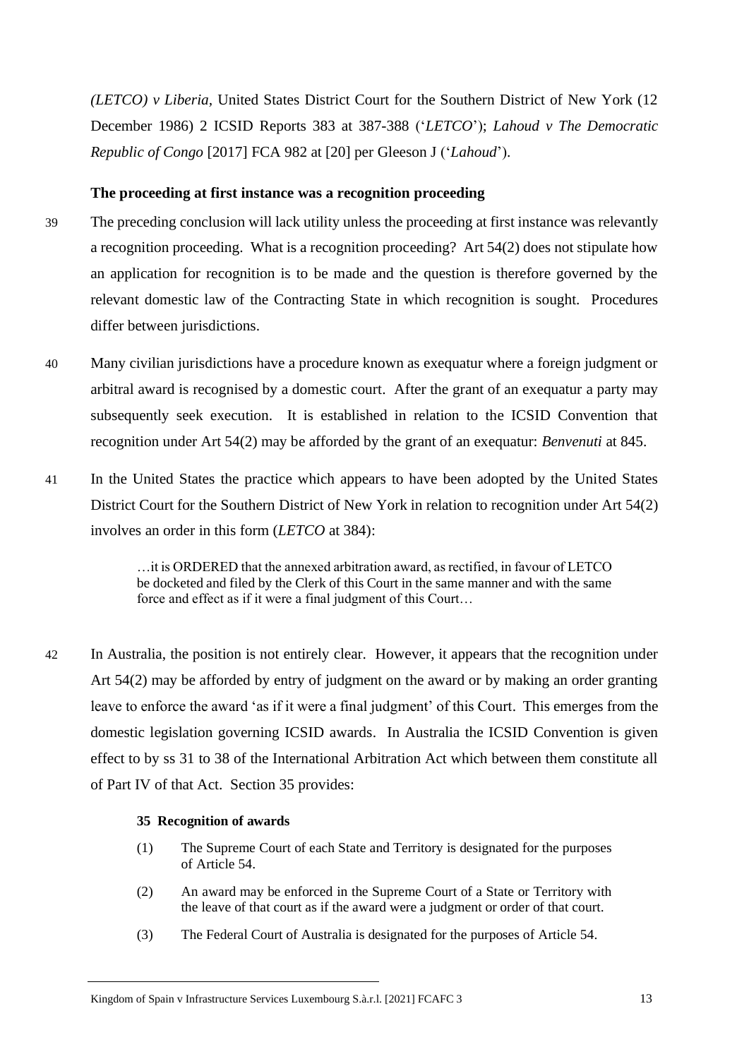*(LETCO) v Liberia*, United States District Court for the Southern District of New York (12 December 1986) 2 ICSID Reports 383 at 387-388 ('*LETCO*'); *Lahoud v The Democratic Republic of Congo* [2017] FCA 982 at [20] per Gleeson J ('*Lahoud*').

**The proceeding at first instance was a recognition proceeding**

39 The preceding conclusion will lack utility unless the proceeding at first instance was relevantly a recognition proceeding. What is a recognition proceeding? Art 54(2) does not stipulate how an application for recognition is to be made and the question is therefore governed by the relevant domestic law of the Contracting State in which recognition is sought. Procedures differ between jurisdictions.

40 Many civilian jurisdictions have a procedure known as exequatur where a foreign judgment or arbitral award is recognised by a domestic court. After the grant of an exequatur a party may subsequently seek execution. It is established in relation to the ICSID Convention that recognition under Art 54(2) may be afforded by the grant of an exequatur: *Benvenuti* at 845.

41 In the United States the practice which appears to have been adopted by the United States District Court for the Southern District of New York in relation to recognition under Art 54(2) involves an order in this form (*LETCO* at 384):

> …it is ORDERED that the annexed arbitration award, as rectified, in favour of LETCO be docketed and filed by the Clerk of this Court in the same manner and with the same force and effect as if it were a final judgment of this Court…

42 In Australia, the position is not entirely clear. However, it appears that the recognition under Art 54(2) may be afforded by entry of judgment on the award or by making an order granting leave to enforce the award 'as if it were a final judgment' of this Court. This emerges from the domestic legislation governing ICSID awards. In Australia the ICSID Convention is given effect to by ss 31 to 38 of the International Arbitration Act which between them constitute all of Part IV of that Act. Section 35 provides:

> **35 Recognition of awards**
>
> (1) The Supreme Court of each State and Territory is designated for the purposes of Article 54.
>
> (2) An award may be enforced in the Supreme Court of a State or Territory with the leave of that court as if the award were a judgment or order of that court.
>
> (3) The Federal Court of Australia is designated for the purposes of Article 54.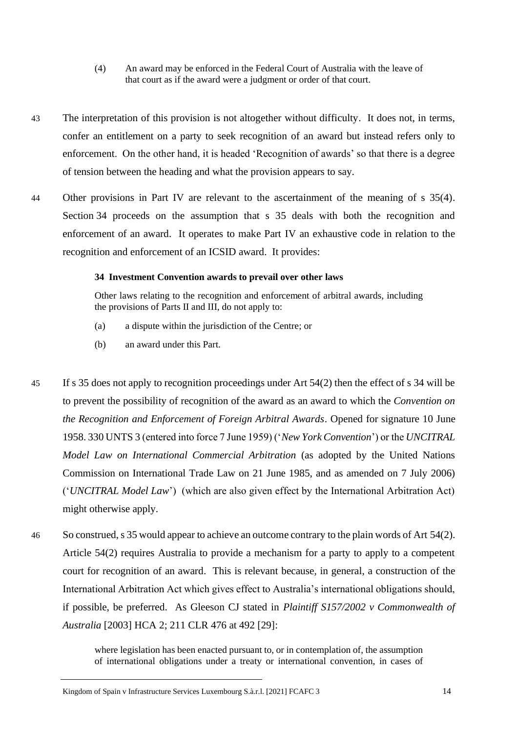(4) An award may be enforced in the Federal Court of Australia with the leave of that court as if the award were a judgment or order of that court.

43 The interpretation of this provision is not altogether without difficulty. It does not, in terms, confer an entitlement on a party to seek recognition of an award but instead refers only to enforcement. On the other hand, it is headed 'Recognition of awards' so that there is a degree of tension between the heading and what the provision appears to say.

44 Other provisions in Part IV are relevant to the ascertainment of the meaning of s 35(4). Section 34 proceeds on the assumption that s 35 deals with both the recognition and enforcement of an award. It operates to make Part IV an exhaustive code in relation to the recognition and enforcement of an ICSID award. It provides:

> **34 Investment Convention awards to prevail over other laws**
>
> Other laws relating to the recognition and enforcement of arbitral awards, including the provisions of Parts II and III, do not apply to:
>
> (a) a dispute within the jurisdiction of the Centre; or
>
> (b) an award under this Part.

45 If s 35 does not apply to recognition proceedings under Art 54(2) then the effect of s 34 will be to prevent the possibility of recognition of the award as an award to which the *Convention on the Recognition and Enforcement of Foreign Arbitral Awards*. Opened for signature 10 June 1958. 330 UNTS 3 (entered into force 7 June 1959) ('*New York Convention*') or the *UNCITRAL Model Law on International Commercial Arbitration* (as adopted by the United Nations Commission on International Trade Law on 21 June 1985, and as amended on 7 July 2006) ('*UNCITRAL Model Law*') (which are also given effect by the International Arbitration Act) might otherwise apply.

46 So construed, s 35 would appear to achieve an outcome contrary to the plain words of Art 54(2). Article 54(2) requires Australia to provide a mechanism for a party to apply to a competent court for recognition of an award. This is relevant because, in general, a construction of the International Arbitration Act which gives effect to Australia's international obligations should, if possible, be preferred. As Gleeson CJ stated in *Plaintiff S157/2002 v Commonwealth of Australia* [2003] HCA 2; 211 CLR 476 at 492 [29]:

> where legislation has been enacted pursuant to, or in contemplation of, the assumption of international obligations under a treaty or international convention, in cases of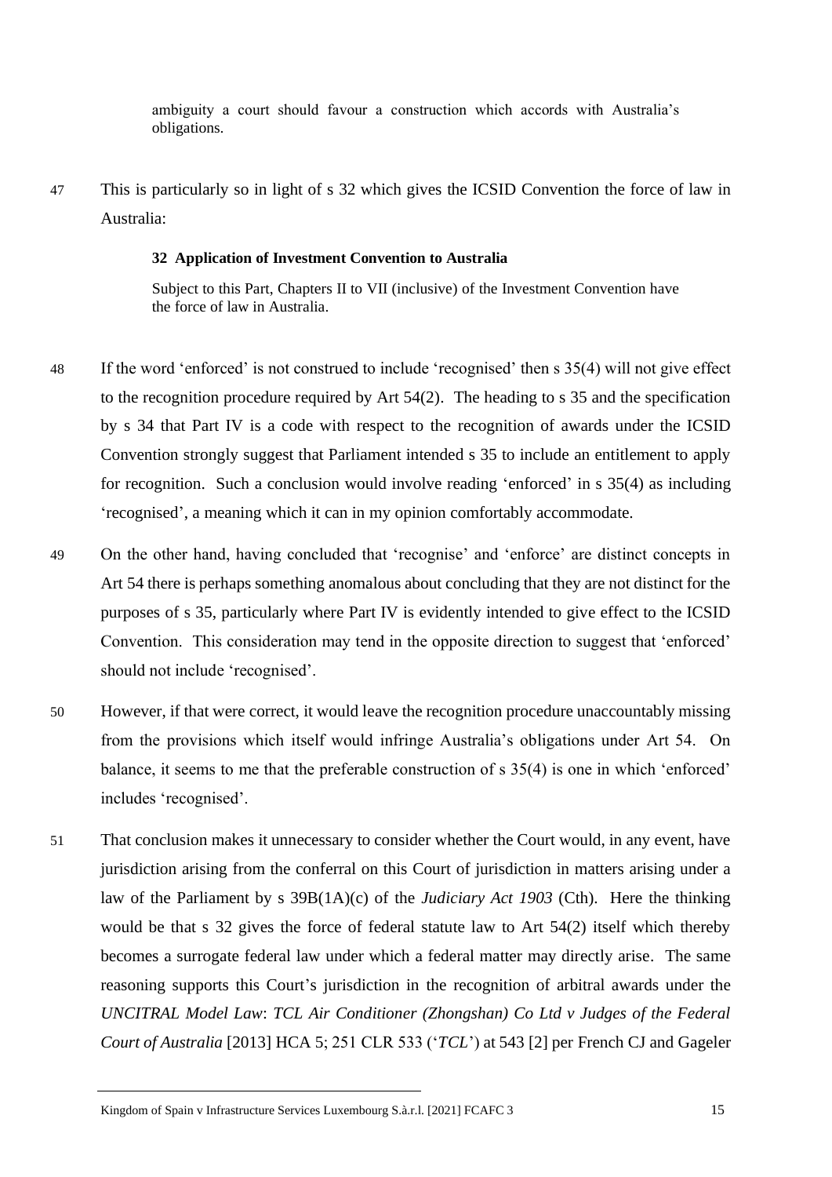> ambiguity a court should favour a construction which accords with Australia's obligations.

47 This is particularly so in light of s 32 which gives the ICSID Convention the force of law in Australia:

> **32 Application of Investment Convention to Australia**
>
> Subject to this Part, Chapters II to VII (inclusive) of the Investment Convention have the force of law in Australia.

48 If the word 'enforced' is not construed to include 'recognised' then s 35(4) will not give effect to the recognition procedure required by Art 54(2). The heading to s 35 and the specification by s 34 that Part IV is a code with respect to the recognition of awards under the ICSID Convention strongly suggest that Parliament intended s 35 to include an entitlement to apply for recognition. Such a conclusion would involve reading 'enforced' in s 35(4) as including 'recognised', a meaning which it can in my opinion comfortably accommodate.

49 On the other hand, having concluded that 'recognise' and 'enforce' are distinct concepts in Art 54 there is perhaps something anomalous about concluding that they are not distinct for the purposes of s 35, particularly where Part IV is evidently intended to give effect to the ICSID Convention. This consideration may tend in the opposite direction to suggest that 'enforced' should not include 'recognised'.

50 However, if that were correct, it would leave the recognition procedure unaccountably missing from the provisions which itself would infringe Australia's obligations under Art 54. On balance, it seems to me that the preferable construction of s 35(4) is one in which 'enforced' includes 'recognised'.

51 That conclusion makes it unnecessary to consider whether the Court would, in any event, have jurisdiction arising from the conferral on this Court of jurisdiction in matters arising under a law of the Parliament by s 39B(1A)(c) of the *Judiciary Act 1903* (Cth). Here the thinking would be that s 32 gives the force of federal statute law to Art 54(2) itself which thereby becomes a surrogate federal law under which a federal matter may directly arise. The same reasoning supports this Court's jurisdiction in the recognition of arbitral awards under the *UNCITRAL Model Law*: *TCL Air Conditioner (Zhongshan) Co Ltd v Judges of the Federal Court of Australia* [2013] HCA 5; 251 CLR 533 ('*TCL*') at 543 [2] per French CJ and Gageler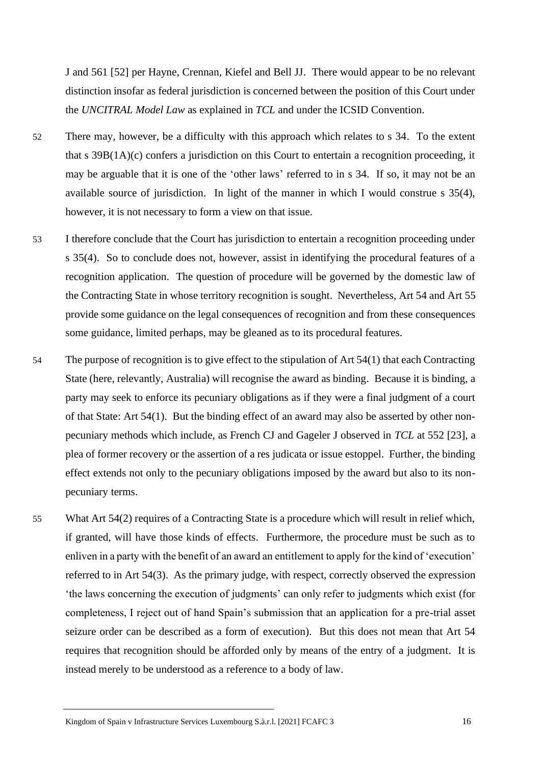J and 561 [52] per Hayne, Crennan, Kiefel and Bell JJ. There would appear to be no relevant distinction insofar as federal jurisdiction is concerned between the position of this Court under the *UNCITRAL Model Law* as explained in *TCL* and under the ICSID Convention.

52 There may, however, be a difficulty with this approach which relates to s 34. To the extent that s 39B(1A)(c) confers a jurisdiction on this Court to entertain a recognition proceeding, it may be arguable that it is one of the 'other laws' referred to in s 34. If so, it may not be an available source of jurisdiction. In light of the manner in which I would construe s 35(4), however, it is not necessary to form a view on that issue.

53 I therefore conclude that the Court has jurisdiction to entertain a recognition proceeding under s 35(4). So to conclude does not, however, assist in identifying the procedural features of a recognition application. The question of procedure will be governed by the domestic law of the Contracting State in whose territory recognition is sought. Nevertheless, Art 54 and Art 55 provide some guidance on the legal consequences of recognition and from these consequences some guidance, limited perhaps, may be gleaned as to its procedural features.

54 The purpose of recognition is to give effect to the stipulation of Art 54(1) that each Contracting State (here, relevantly, Australia) will recognise the award as binding. Because it is binding, a party may seek to enforce its pecuniary obligations as if they were a final judgment of a court of that State: Art 54(1). But the binding effect of an award may also be asserted by other non-pecuniary methods which include, as French CJ and Gageler J observed in *TCL* at 552 [23], a plea of former recovery or the assertion of a res judicata or issue estoppel. Further, the binding effect extends not only to the pecuniary obligations imposed by the award but also to its non-pecuniary terms.

55 What Art 54(2) requires of a Contracting State is a procedure which will result in relief which, if granted, will have those kinds of effects. Furthermore, the procedure must be such as to enliven in a party with the benefit of an award an entitlement to apply for the kind of 'execution' referred to in Art 54(3). As the primary judge, with respect, correctly observed the expression 'the laws concerning the execution of judgments' can only refer to judgments which exist (for completeness, I reject out of hand Spain's submission that an application for a pre-trial asset seizure order can be described as a form of execution). But this does not mean that Art 54 requires that recognition should be afforded only by means of the entry of a judgment. It is instead merely to be understood as a reference to a body of law.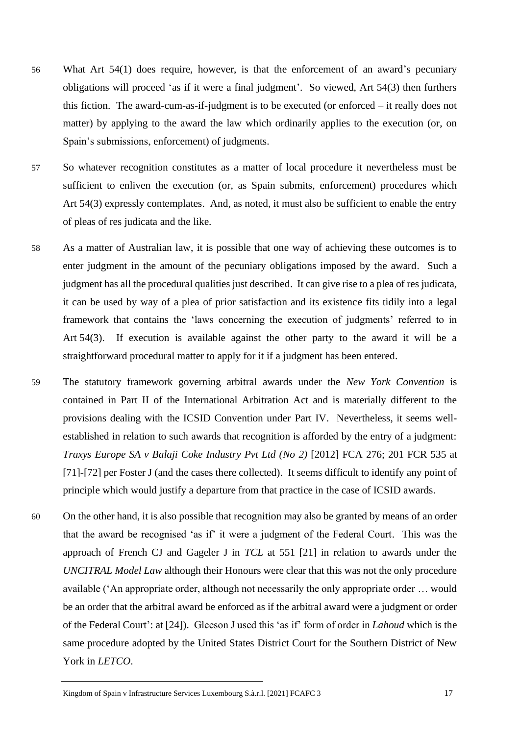56 What Art 54(1) does require, however, is that the enforcement of an award's pecuniary obligations will proceed 'as if it were a final judgment'. So viewed, Art 54(3) then furthers this fiction. The award-cum-as-if-judgment is to be executed (or enforced – it really does not matter) by applying to the award the law which ordinarily applies to the execution (or, on Spain's submissions, enforcement) of judgments.

57 So whatever recognition constitutes as a matter of local procedure it nevertheless must be sufficient to enliven the execution (or, as Spain submits, enforcement) procedures which Art 54(3) expressly contemplates. And, as noted, it must also be sufficient to enable the entry of pleas of res judicata and the like.

58 As a matter of Australian law, it is possible that one way of achieving these outcomes is to enter judgment in the amount of the pecuniary obligations imposed by the award. Such a judgment has all the procedural qualities just described. It can give rise to a plea of res judicata, it can be used by way of a plea of prior satisfaction and its existence fits tidily into a legal framework that contains the 'laws concerning the execution of judgments' referred to in Art 54(3). If execution is available against the other party to the award it will be a straightforward procedural matter to apply for it if a judgment has been entered.

59 The statutory framework governing arbitral awards under the *New York Convention* is contained in Part II of the International Arbitration Act and is materially different to the provisions dealing with the ICSID Convention under Part IV. Nevertheless, it seems well-established in relation to such awards that recognition is afforded by the entry of a judgment: *Traxys Europe SA v Balaji Coke Industry Pvt Ltd (No 2)* [2012] FCA 276; 201 FCR 535 at [71]-[72] per Foster J (and the cases there collected). It seems difficult to identify any point of principle which would justify a departure from that practice in the case of ICSID awards.

60 On the other hand, it is also possible that recognition may also be granted by means of an order that the award be recognised 'as if' it were a judgment of the Federal Court. This was the approach of French CJ and Gageler J in *TCL* at 551 [21] in relation to awards under the *UNCITRAL Model Law* although their Honours were clear that this was not the only procedure available ('An appropriate order, although not necessarily the only appropriate order … would be an order that the arbitral award be enforced as if the arbitral award were a judgment or order of the Federal Court': at [24]). Gleeson J used this 'as if' form of order in *Lahoud* which is the same procedure adopted by the United States District Court for the Southern District of New York in *LETCO*.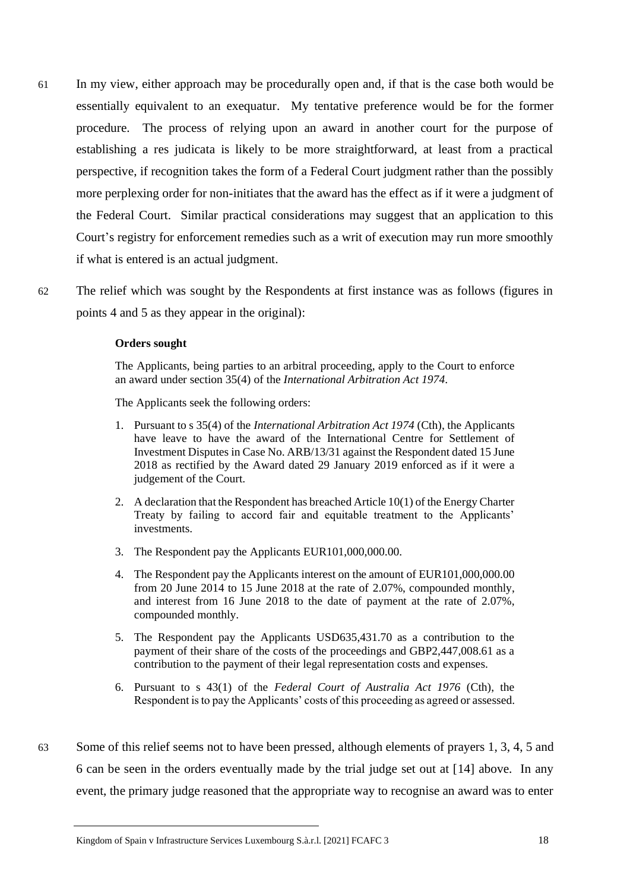61 In my view, either approach may be procedurally open and, if that is the case both would be essentially equivalent to an exequatur. My tentative preference would be for the former procedure. The process of relying upon an award in another court for the purpose of establishing a res judicata is likely to be more straightforward, at least from a practical perspective, if recognition takes the form of a Federal Court judgment rather than the possibly more perplexing order for non-initiates that the award has the effect as if it were a judgment of the Federal Court. Similar practical considerations may suggest that an application to this Court's registry for enforcement remedies such as a writ of execution may run more smoothly if what is entered is an actual judgment.

62 The relief which was sought by the Respondents at first instance was as follows (figures in points 4 and 5 as they appear in the original):

> **Orders sought**
>
> The Applicants, being parties to an arbitral proceeding, apply to the Court to enforce an award under section 35(4) of the *International Arbitration Act 1974*.
>
> The Applicants seek the following orders:
>
> 1. Pursuant to s 35(4) of the *International Arbitration Act 1974* (Cth), the Applicants have leave to have the award of the International Centre for Settlement of Investment Disputes in Case No. ARB/13/31 against the Respondent dated 15 June 2018 as rectified by the Award dated 29 January 2019 enforced as if it were a judgement of the Court.
> 2. A declaration that the Respondent has breached Article 10(1) of the Energy Charter Treaty by failing to accord fair and equitable treatment to the Applicants' investments.
> 3. The Respondent pay the Applicants EUR101,000,000.00.
> 4. The Respondent pay the Applicants interest on the amount of EUR101,000,000.00 from 20 June 2014 to 15 June 2018 at the rate of 2.07%, compounded monthly, and interest from 16 June 2018 to the date of payment at the rate of 2.07%, compounded monthly.
> 5. The Respondent pay the Applicants USD635,431.70 as a contribution to the payment of their share of the costs of the proceedings and GBP2,447,008.61 as a contribution to the payment of their legal representation costs and expenses.
> 6. Pursuant to s 43(1) of the *Federal Court of Australia Act 1976* (Cth), the Respondent is to pay the Applicants' costs of this proceeding as agreed or assessed.

63 Some of this relief seems not to have been pressed, although elements of prayers 1, 3, 4, 5 and 6 can be seen in the orders eventually made by the trial judge set out at [14] above. In any event, the primary judge reasoned that the appropriate way to recognise an award was to enter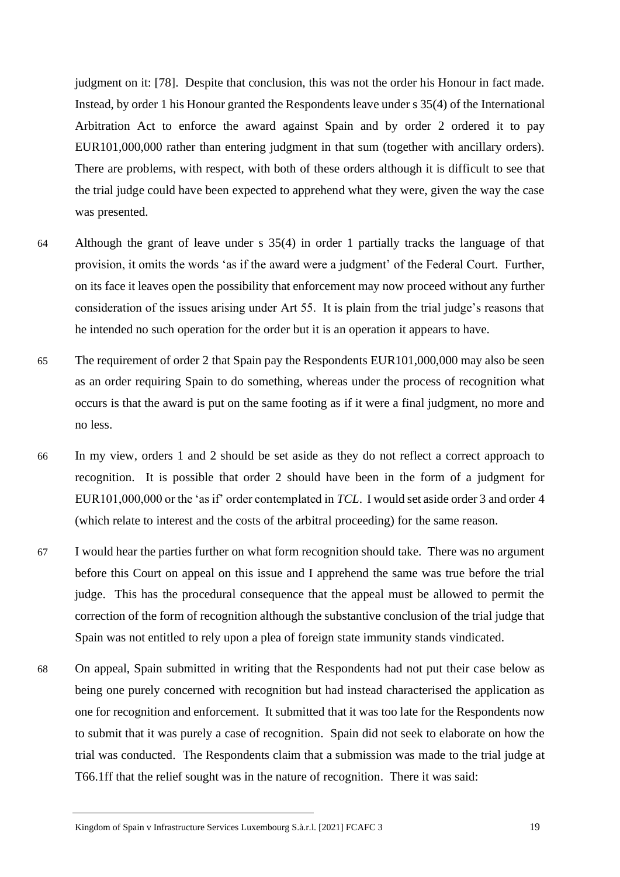judgment on it: [78]. Despite that conclusion, this was not the order his Honour in fact made. Instead, by order 1 his Honour granted the Respondents leave under s 35(4) of the International Arbitration Act to enforce the award against Spain and by order 2 ordered it to pay EUR101,000,000 rather than entering judgment in that sum (together with ancillary orders). There are problems, with respect, with both of these orders although it is difficult to see that the trial judge could have been expected to apprehend what they were, given the way the case was presented.

64 Although the grant of leave under s 35(4) in order 1 partially tracks the language of that provision, it omits the words 'as if the award were a judgment' of the Federal Court. Further, on its face it leaves open the possibility that enforcement may now proceed without any further consideration of the issues arising under Art 55. It is plain from the trial judge's reasons that he intended no such operation for the order but it is an operation it appears to have.

65 The requirement of order 2 that Spain pay the Respondents EUR101,000,000 may also be seen as an order requiring Spain to do something, whereas under the process of recognition what occurs is that the award is put on the same footing as if it were a final judgment, no more and no less.

66 In my view, orders 1 and 2 should be set aside as they do not reflect a correct approach to recognition. It is possible that order 2 should have been in the form of a judgment for EUR101,000,000 or the 'as if' order contemplated in *TCL*. I would set aside order 3 and order 4 (which relate to interest and the costs of the arbitral proceeding) for the same reason.

67 I would hear the parties further on what form recognition should take. There was no argument before this Court on appeal on this issue and I apprehend the same was true before the trial judge. This has the procedural consequence that the appeal must be allowed to permit the correction of the form of recognition although the substantive conclusion of the trial judge that Spain was not entitled to rely upon a plea of foreign state immunity stands vindicated.

68 On appeal, Spain submitted in writing that the Respondents had not put their case below as being one purely concerned with recognition but had instead characterised the application as one for recognition and enforcement. It submitted that it was too late for the Respondents now to submit that it was purely a case of recognition. Spain did not seek to elaborate on how the trial was conducted. The Respondents claim that a submission was made to the trial judge at T66.1ff that the relief sought was in the nature of recognition. There it was said: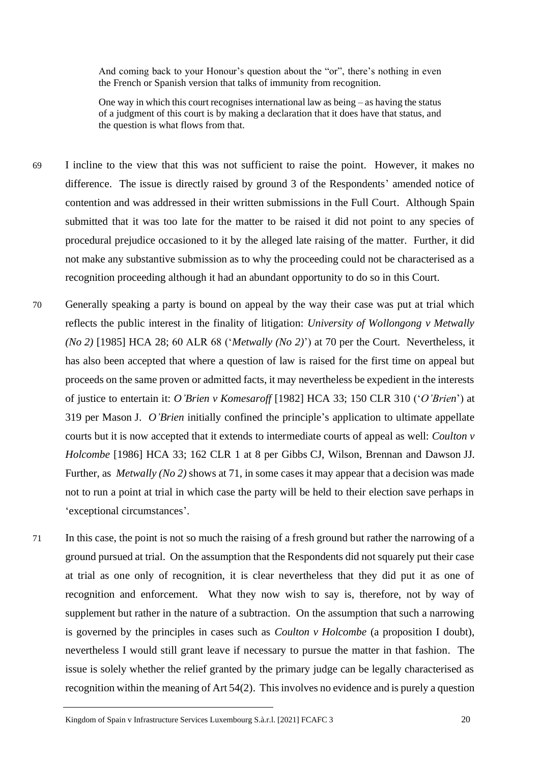> And coming back to your Honour's question about the "or", there's nothing in even the French or Spanish version that talks of immunity from recognition.
>
> One way in which this court recognises international law as being – as having the status of a judgment of this court is by making a declaration that it does have that status, and the question is what flows from that.

69 I incline to the view that this was not sufficient to raise the point. However, it makes no difference. The issue is directly raised by ground 3 of the Respondents' amended notice of contention and was addressed in their written submissions in the Full Court. Although Spain submitted that it was too late for the matter to be raised it did not point to any species of procedural prejudice occasioned to it by the alleged late raising of the matter. Further, it did not make any substantive submission as to why the proceeding could not be characterised as a recognition proceeding although it had an abundant opportunity to do so in this Court.

70 Generally speaking a party is bound on appeal by the way their case was put at trial which reflects the public interest in the finality of litigation: *University of Wollongong v Metwally (No 2)* [1985] HCA 28; 60 ALR 68 ('*Metwally (No 2)*') at 70 per the Court. Nevertheless, it has also been accepted that where a question of law is raised for the first time on appeal but proceeds on the same proven or admitted facts, it may nevertheless be expedient in the interests of justice to entertain it: *O'Brien v Komesaroff* [1982] HCA 33; 150 CLR 310 ('*O'Brien*') at 319 per Mason J. *O'Brien* initially confined the principle's application to ultimate appellate courts but it is now accepted that it extends to intermediate courts of appeal as well: *Coulton v Holcombe* [1986] HCA 33; 162 CLR 1 at 8 per Gibbs CJ, Wilson, Brennan and Dawson JJ. Further, as *Metwally (No 2)* shows at 71, in some cases it may appear that a decision was made not to run a point at trial in which case the party will be held to their election save perhaps in 'exceptional circumstances'.

71 In this case, the point is not so much the raising of a fresh ground but rather the narrowing of a ground pursued at trial. On the assumption that the Respondents did not squarely put their case at trial as one only of recognition, it is clear nevertheless that they did put it as one of recognition and enforcement. What they now wish to say is, therefore, not by way of supplement but rather in the nature of a subtraction. On the assumption that such a narrowing is governed by the principles in cases such as *Coulton v Holcombe* (a proposition I doubt), nevertheless I would still grant leave if necessary to pursue the matter in that fashion. The issue is solely whether the relief granted by the primary judge can be legally characterised as recognition within the meaning of Art 54(2). This involves no evidence and is purely a question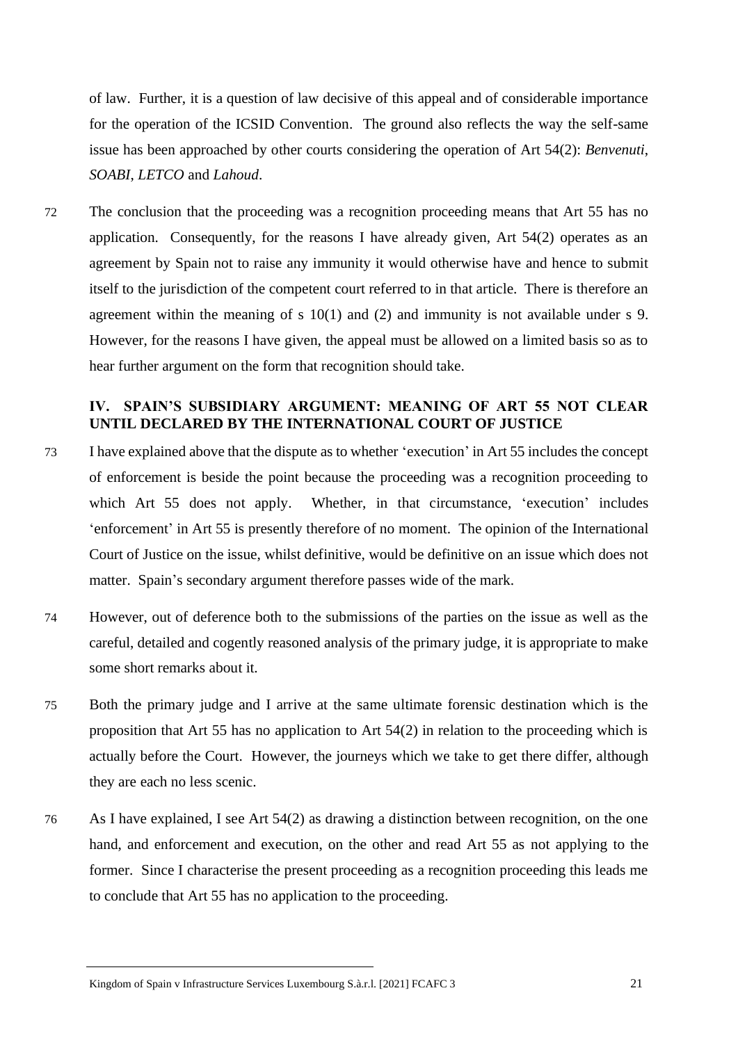of law. Further, it is a question of law decisive of this appeal and of considerable importance for the operation of the ICSID Convention. The ground also reflects the way the self-same issue has been approached by other courts considering the operation of Art 54(2): *Benvenuti*, *SOABI*, *LETCO* and *Lahoud*.

72 The conclusion that the proceeding was a recognition proceeding means that Art 55 has no application. Consequently, for the reasons I have already given, Art 54(2) operates as an agreement by Spain not to raise any immunity it would otherwise have and hence to submit itself to the jurisdiction of the competent court referred to in that article. There is therefore an agreement within the meaning of s 10(1) and (2) and immunity is not available under s 9. However, for the reasons I have given, the appeal must be allowed on a limited basis so as to hear further argument on the form that recognition should take.

## IV. SPAIN'S SUBSIDIARY ARGUMENT: MEANING OF ART 55 NOT CLEAR UNTIL DECLARED BY THE INTERNATIONAL COURT OF JUSTICE

73 I have explained above that the dispute as to whether 'execution' in Art 55 includes the concept of enforcement is beside the point because the proceeding was a recognition proceeding to which Art 55 does not apply. Whether, in that circumstance, 'execution' includes 'enforcement' in Art 55 is presently therefore of no moment. The opinion of the International Court of Justice on the issue, whilst definitive, would be definitive on an issue which does not matter. Spain's secondary argument therefore passes wide of the mark.

74 However, out of deference both to the submissions of the parties on the issue as well as the careful, detailed and cogently reasoned analysis of the primary judge, it is appropriate to make some short remarks about it.

75 Both the primary judge and I arrive at the same ultimate forensic destination which is the proposition that Art 55 has no application to Art 54(2) in relation to the proceeding which is actually before the Court. However, the journeys which we take to get there differ, although they are each no less scenic.

76 As I have explained, I see Art 54(2) as drawing a distinction between recognition, on the one hand, and enforcement and execution, on the other and read Art 55 as not applying to the former. Since I characterise the present proceeding as a recognition proceeding this leads me to conclude that Art 55 has no application to the proceeding.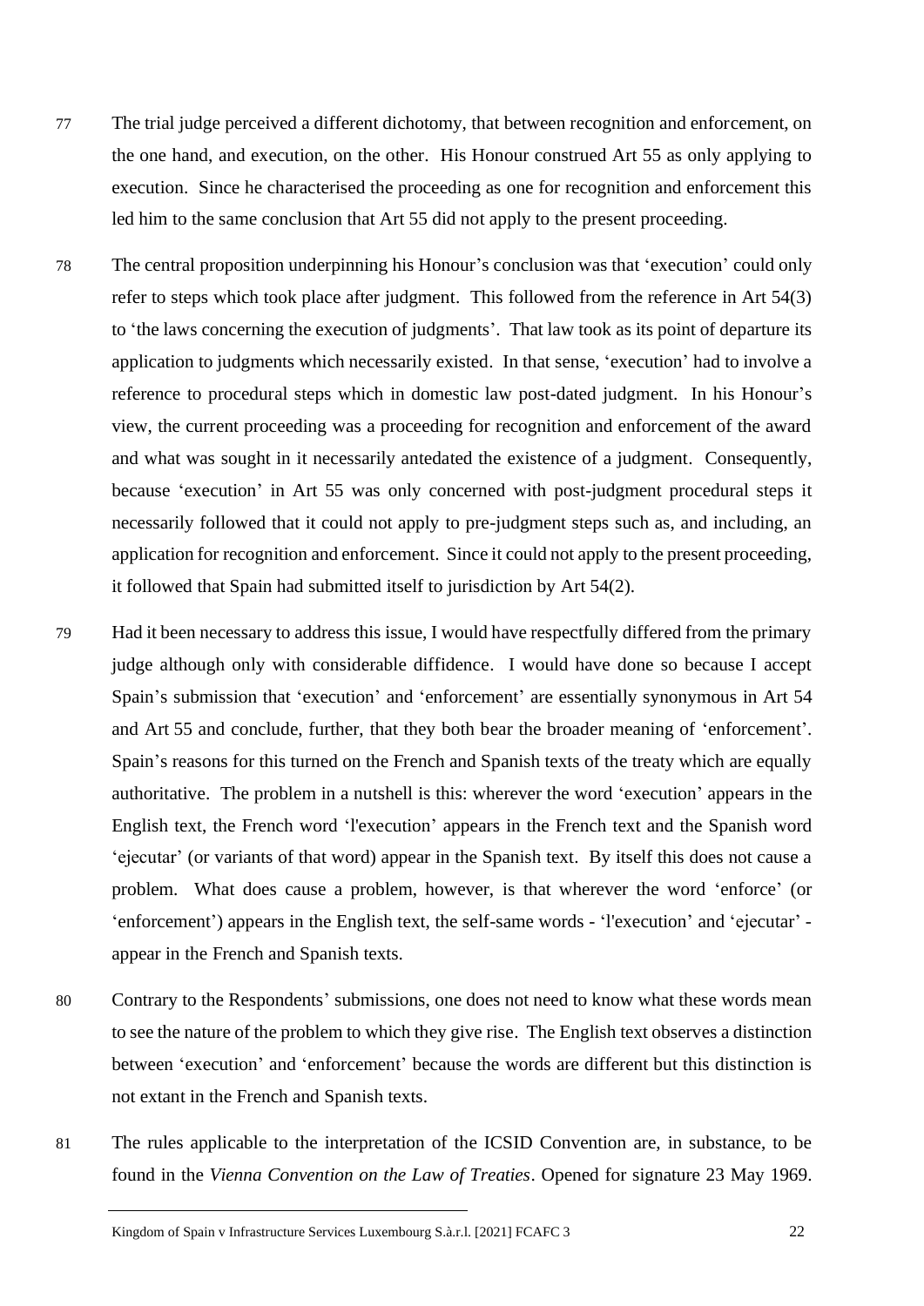77 The trial judge perceived a different dichotomy, that between recognition and enforcement, on the one hand, and execution, on the other. His Honour construed Art 55 as only applying to execution. Since he characterised the proceeding as one for recognition and enforcement this led him to the same conclusion that Art 55 did not apply to the present proceeding.

78 The central proposition underpinning his Honour's conclusion was that 'execution' could only refer to steps which took place after judgment. This followed from the reference in Art 54(3) to 'the laws concerning the execution of judgments'. That law took as its point of departure its application to judgments which necessarily existed. In that sense, 'execution' had to involve a reference to procedural steps which in domestic law post-dated judgment. In his Honour's view, the current proceeding was a proceeding for recognition and enforcement of the award and what was sought in it necessarily antedated the existence of a judgment. Consequently, because 'execution' in Art 55 was only concerned with post-judgment procedural steps it necessarily followed that it could not apply to pre-judgment steps such as, and including, an application for recognition and enforcement. Since it could not apply to the present proceeding, it followed that Spain had submitted itself to jurisdiction by Art 54(2).

79 Had it been necessary to address this issue, I would have respectfully differed from the primary judge although only with considerable diffidence. I would have done so because I accept Spain's submission that 'execution' and 'enforcement' are essentially synonymous in Art 54 and Art 55 and conclude, further, that they both bear the broader meaning of 'enforcement'. Spain's reasons for this turned on the French and Spanish texts of the treaty which are equally authoritative. The problem in a nutshell is this: wherever the word 'execution' appears in the English text, the French word 'l'execution' appears in the French text and the Spanish word 'ejecutar' (or variants of that word) appear in the Spanish text. By itself this does not cause a problem. What does cause a problem, however, is that wherever the word 'enforce' (or 'enforcement') appears in the English text, the self-same words - 'l'execution' and 'ejecutar' - appear in the French and Spanish texts.

80 Contrary to the Respondents' submissions, one does not need to know what these words mean to see the nature of the problem to which they give rise. The English text observes a distinction between 'execution' and 'enforcement' because the words are different but this distinction is not extant in the French and Spanish texts.

81 The rules applicable to the interpretation of the ICSID Convention are, in substance, to be found in the *Vienna Convention on the Law of Treaties*. Opened for signature 23 May 1969.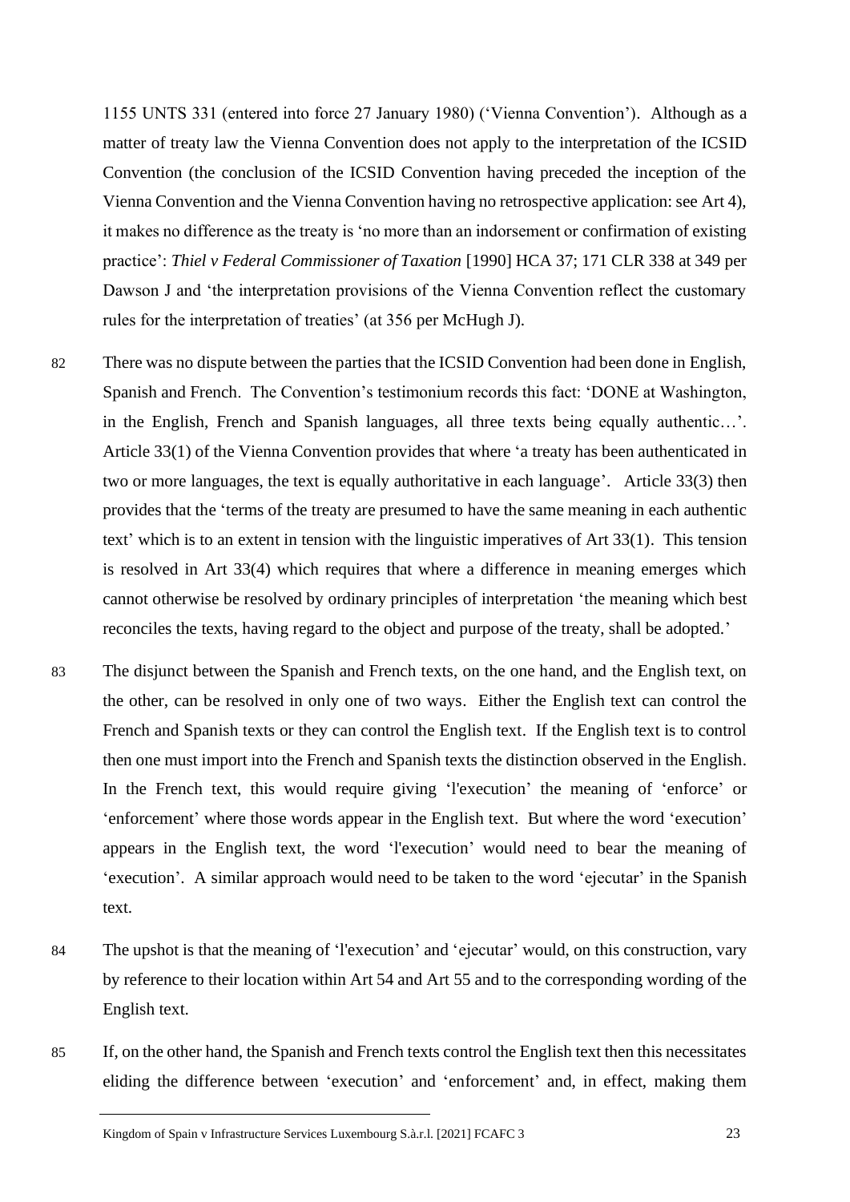1155 UNTS 331 (entered into force 27 January 1980) ('Vienna Convention'). Although as a matter of treaty law the Vienna Convention does not apply to the interpretation of the ICSID Convention (the conclusion of the ICSID Convention having preceded the inception of the Vienna Convention and the Vienna Convention having no retrospective application: see Art 4), it makes no difference as the treaty is 'no more than an indorsement or confirmation of existing practice': *Thiel v Federal Commissioner of Taxation* [1990] HCA 37; 171 CLR 338 at 349 per Dawson J and 'the interpretation provisions of the Vienna Convention reflect the customary rules for the interpretation of treaties' (at 356 per McHugh J).

82 There was no dispute between the parties that the ICSID Convention had been done in English, Spanish and French. The Convention's testimonium records this fact: 'DONE at Washington, in the English, French and Spanish languages, all three texts being equally authentic…'. Article 33(1) of the Vienna Convention provides that where 'a treaty has been authenticated in two or more languages, the text is equally authoritative in each language'. Article 33(3) then provides that the 'terms of the treaty are presumed to have the same meaning in each authentic text' which is to an extent in tension with the linguistic imperatives of Art 33(1). This tension is resolved in Art 33(4) which requires that where a difference in meaning emerges which cannot otherwise be resolved by ordinary principles of interpretation 'the meaning which best reconciles the texts, having regard to the object and purpose of the treaty, shall be adopted.'

83 The disjunct between the Spanish and French texts, on the one hand, and the English text, on the other, can be resolved in only one of two ways. Either the English text can control the French and Spanish texts or they can control the English text. If the English text is to control then one must import into the French and Spanish texts the distinction observed in the English. In the French text, this would require giving 'l'execution' the meaning of 'enforce' or 'enforcement' where those words appear in the English text. But where the word 'execution' appears in the English text, the word 'l'execution' would need to bear the meaning of 'execution'. A similar approach would need to be taken to the word 'ejecutar' in the Spanish text.

84 The upshot is that the meaning of 'l'execution' and 'ejecutar' would, on this construction, vary by reference to their location within Art 54 and Art 55 and to the corresponding wording of the English text.

85 If, on the other hand, the Spanish and French texts control the English text then this necessitates eliding the difference between 'execution' and 'enforcement' and, in effect, making them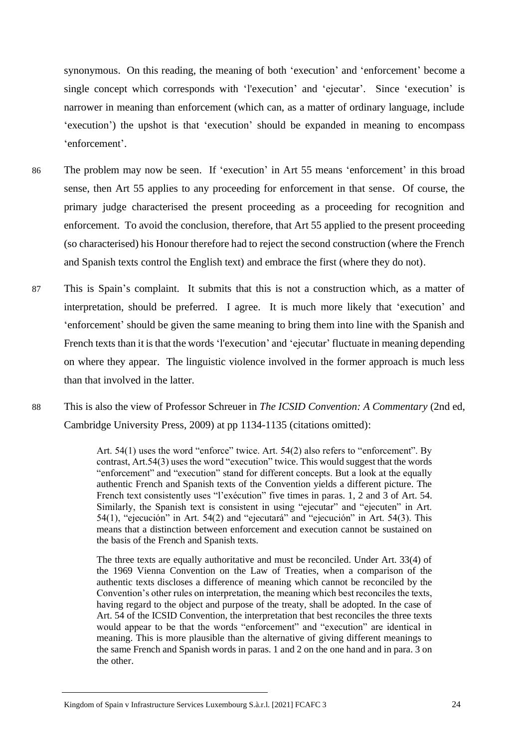synonymous. On this reading, the meaning of both 'execution' and 'enforcement' become a single concept which corresponds with 'l'execution' and 'ejecutar'. Since 'execution' is narrower in meaning than enforcement (which can, as a matter of ordinary language, include 'execution') the upshot is that 'execution' should be expanded in meaning to encompass 'enforcement'.

86 The problem may now be seen. If 'execution' in Art 55 means 'enforcement' in this broad sense, then Art 55 applies to any proceeding for enforcement in that sense. Of course, the primary judge characterised the present proceeding as a proceeding for recognition and enforcement. To avoid the conclusion, therefore, that Art 55 applied to the present proceeding (so characterised) his Honour therefore had to reject the second construction (where the French and Spanish texts control the English text) and embrace the first (where they do not).

87 This is Spain's complaint. It submits that this is not a construction which, as a matter of interpretation, should be preferred. I agree. It is much more likely that 'execution' and 'enforcement' should be given the same meaning to bring them into line with the Spanish and French texts than it is that the words 'l'execution' and 'ejecutar' fluctuate in meaning depending on where they appear. The linguistic violence involved in the former approach is much less than that involved in the latter.

88 This is also the view of Professor Schreuer in *The ICSID Convention: A Commentary* (2nd ed, Cambridge University Press, 2009) at pp 1134-1135 (citations omitted):

> Art. 54(1) uses the word "enforce" twice. Art. 54(2) also refers to "enforcement". By contrast, Art.54(3) uses the word "execution" twice. This would suggest that the words "enforcement" and "execution" stand for different concepts. But a look at the equally authentic French and Spanish texts of the Convention yields a different picture. The French text consistently uses "l'exécution" five times in paras. 1, 2 and 3 of Art. 54. Similarly, the Spanish text is consistent in using "ejecutar" and "ejecuten" in Art. 54(1), "ejecución" in Art. 54(2) and "ejecutará" and "ejecución" in Art. 54(3). This means that a distinction between enforcement and execution cannot be sustained on the basis of the French and Spanish texts.
>
> The three texts are equally authoritative and must be reconciled. Under Art. 33(4) of the 1969 Vienna Convention on the Law of Treaties, when a comparison of the authentic texts discloses a difference of meaning which cannot be reconciled by the Convention's other rules on interpretation, the meaning which best reconciles the texts, having regard to the object and purpose of the treaty, shall be adopted. In the case of Art. 54 of the ICSID Convention, the interpretation that best reconciles the three texts would appear to be that the words "enforcement" and "execution" are identical in meaning. This is more plausible than the alternative of giving different meanings to the same French and Spanish words in paras. 1 and 2 on the one hand and in para. 3 on the other.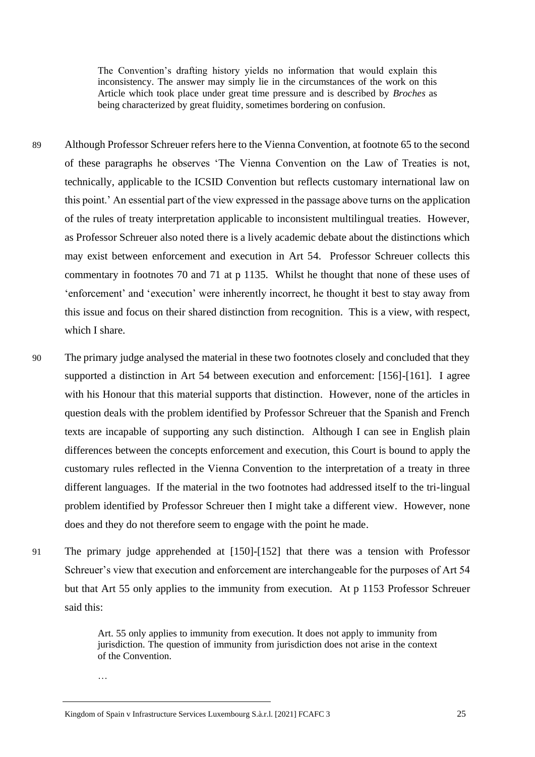> The Convention's drafting history yields no information that would explain this inconsistency. The answer may simply lie in the circumstances of the work on this Article which took place under great time pressure and is described by *Broches* as being characterized by great fluidity, sometimes bordering on confusion.

89 Although Professor Schreuer refers here to the Vienna Convention, at footnote 65 to the second of these paragraphs he observes 'The Vienna Convention on the Law of Treaties is not, technically, applicable to the ICSID Convention but reflects customary international law on this point.' An essential part of the view expressed in the passage above turns on the application of the rules of treaty interpretation applicable to inconsistent multilingual treaties. However, as Professor Schreuer also noted there is a lively academic debate about the distinctions which may exist between enforcement and execution in Art 54. Professor Schreuer collects this commentary in footnotes 70 and 71 at p 1135. Whilst he thought that none of these uses of 'enforcement' and 'execution' were inherently incorrect, he thought it best to stay away from this issue and focus on their shared distinction from recognition. This is a view, with respect, which I share.

90 The primary judge analysed the material in these two footnotes closely and concluded that they supported a distinction in Art 54 between execution and enforcement: [156]-[161]. I agree with his Honour that this material supports that distinction. However, none of the articles in question deals with the problem identified by Professor Schreuer that the Spanish and French texts are incapable of supporting any such distinction. Although I can see in English plain differences between the concepts enforcement and execution, this Court is bound to apply the customary rules reflected in the Vienna Convention to the interpretation of a treaty in three different languages. If the material in the two footnotes had addressed itself to the tri-lingual problem identified by Professor Schreuer then I might take a different view. However, none does and they do not therefore seem to engage with the point he made.

91 The primary judge apprehended at [150]-[152] that there was a tension with Professor Schreuer's view that execution and enforcement are interchangeable for the purposes of Art 54 but that Art 55 only applies to the immunity from execution. At p 1153 Professor Schreuer said this:

> Art. 55 only applies to immunity from execution. It does not apply to immunity from jurisdiction. The question of immunity from jurisdiction does not arise in the context of the Convention.
>
> …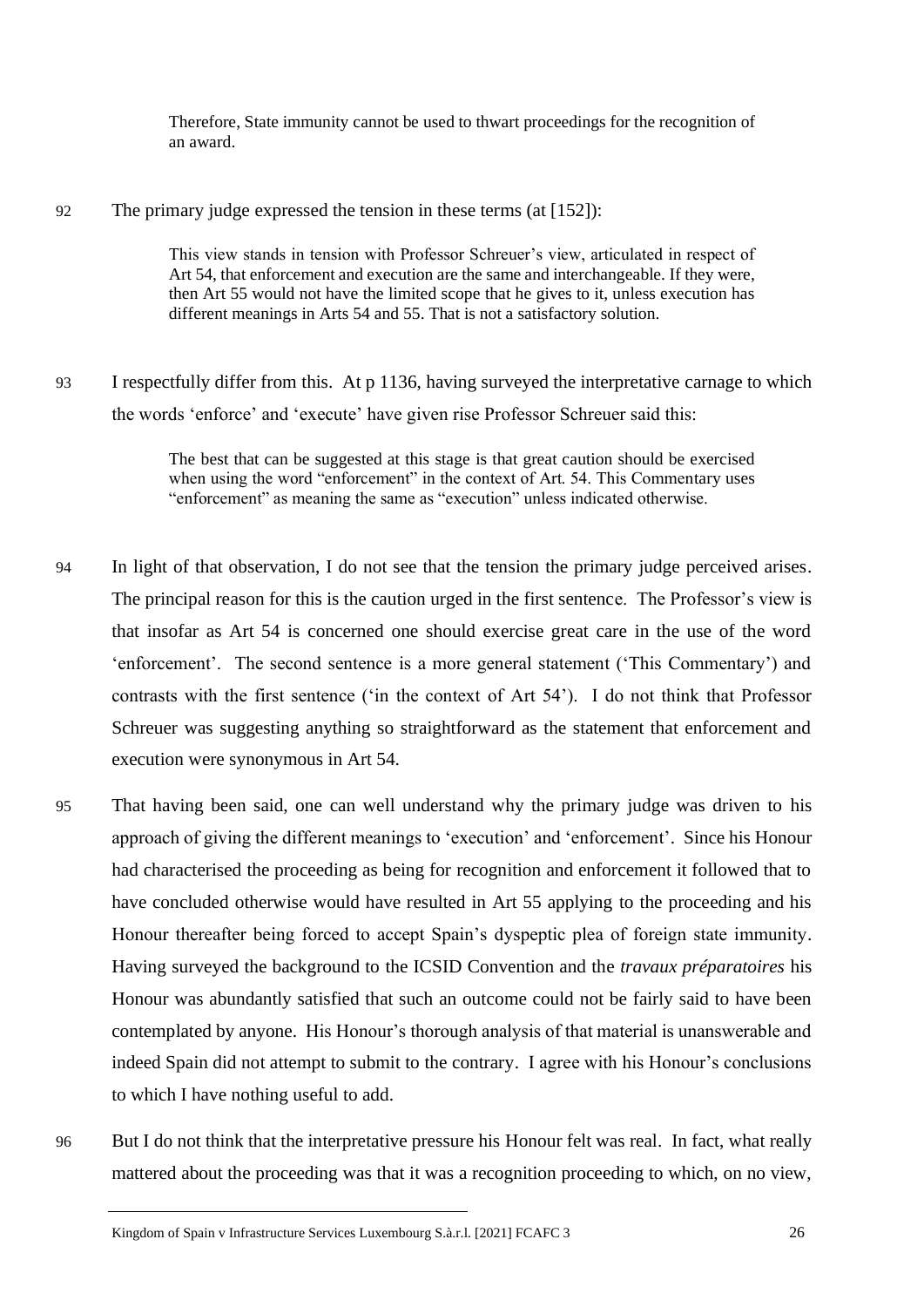> Therefore, State immunity cannot be used to thwart proceedings for the recognition of an award.

92 The primary judge expressed the tension in these terms (at [152]):

> This view stands in tension with Professor Schreuer's view, articulated in respect of Art 54, that enforcement and execution are the same and interchangeable. If they were, then Art 55 would not have the limited scope that he gives to it, unless execution has different meanings in Arts 54 and 55. That is not a satisfactory solution.

93 I respectfully differ from this. At p 1136, having surveyed the interpretative carnage to which the words 'enforce' and 'execute' have given rise Professor Schreuer said this:

> The best that can be suggested at this stage is that great caution should be exercised when using the word "enforcement" in the context of Art. 54. This Commentary uses "enforcement" as meaning the same as "execution" unless indicated otherwise.

94 In light of that observation, I do not see that the tension the primary judge perceived arises. The principal reason for this is the caution urged in the first sentence. The Professor's view is that insofar as Art 54 is concerned one should exercise great care in the use of the word 'enforcement'. The second sentence is a more general statement ('This Commentary') and contrasts with the first sentence ('in the context of Art 54'). I do not think that Professor Schreuer was suggesting anything so straightforward as the statement that enforcement and execution were synonymous in Art 54.

95 That having been said, one can well understand why the primary judge was driven to his approach of giving the different meanings to 'execution' and 'enforcement'. Since his Honour had characterised the proceeding as being for recognition and enforcement it followed that to have concluded otherwise would have resulted in Art 55 applying to the proceeding and his Honour thereafter being forced to accept Spain's dyspeptic plea of foreign state immunity. Having surveyed the background to the ICSID Convention and the *travaux préparatoires* his Honour was abundantly satisfied that such an outcome could not be fairly said to have been contemplated by anyone. His Honour's thorough analysis of that material is unanswerable and indeed Spain did not attempt to submit to the contrary. I agree with his Honour's conclusions to which I have nothing useful to add.

96 But I do not think that the interpretative pressure his Honour felt was real. In fact, what really mattered about the proceeding was that it was a recognition proceeding to which, on no view,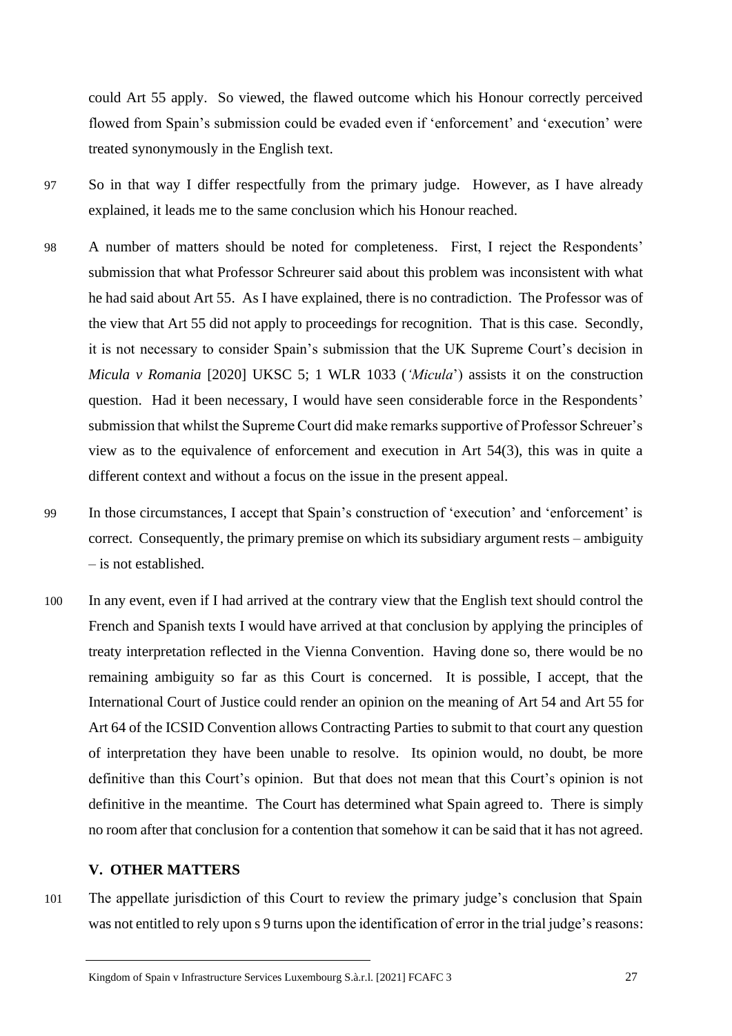could Art 55 apply. So viewed, the flawed outcome which his Honour correctly perceived flowed from Spain's submission could be evaded even if 'enforcement' and 'execution' were treated synonymously in the English text.

97 So in that way I differ respectfully from the primary judge. However, as I have already explained, it leads me to the same conclusion which his Honour reached.

98 A number of matters should be noted for completeness. First, I reject the Respondents' submission that what Professor Schreurer said about this problem was inconsistent with what he had said about Art 55. As I have explained, there is no contradiction. The Professor was of the view that Art 55 did not apply to proceedings for recognition. That is this case. Secondly, it is not necessary to consider Spain's submission that the UK Supreme Court's decision in *Micula v Romania* [2020] UKSC 5; 1 WLR 1033 (*'Micula*') assists it on the construction question. Had it been necessary, I would have seen considerable force in the Respondents' submission that whilst the Supreme Court did make remarks supportive of Professor Schreuer's view as to the equivalence of enforcement and execution in Art 54(3), this was in quite a different context and without a focus on the issue in the present appeal.

99 In those circumstances, I accept that Spain's construction of 'execution' and 'enforcement' is correct. Consequently, the primary premise on which its subsidiary argument rests – ambiguity – is not established.

100 In any event, even if I had arrived at the contrary view that the English text should control the French and Spanish texts I would have arrived at that conclusion by applying the principles of treaty interpretation reflected in the Vienna Convention. Having done so, there would be no remaining ambiguity so far as this Court is concerned. It is possible, I accept, that the International Court of Justice could render an opinion on the meaning of Art 54 and Art 55 for Art 64 of the ICSID Convention allows Contracting Parties to submit to that court any question of interpretation they have been unable to resolve. Its opinion would, no doubt, be more definitive than this Court's opinion. But that does not mean that this Court's opinion is not definitive in the meantime. The Court has determined what Spain agreed to. There is simply no room after that conclusion for a contention that somehow it can be said that it has not agreed.

## V. OTHER MATTERS

101 The appellate jurisdiction of this Court to review the primary judge's conclusion that Spain was not entitled to rely upon s 9 turns upon the identification of error in the trial judge's reasons: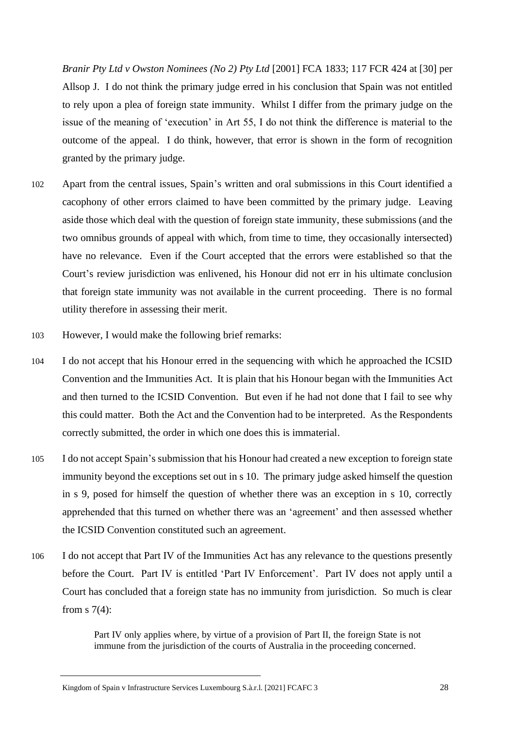*Branir Pty Ltd v Owston Nominees (No 2) Pty Ltd* [2001] FCA 1833; 117 FCR 424 at [30] per Allsop J. I do not think the primary judge erred in his conclusion that Spain was not entitled to rely upon a plea of foreign state immunity. Whilst I differ from the primary judge on the issue of the meaning of 'execution' in Art 55, I do not think the difference is material to the outcome of the appeal. I do think, however, that error is shown in the form of recognition granted by the primary judge.

102 Apart from the central issues, Spain's written and oral submissions in this Court identified a cacophony of other errors claimed to have been committed by the primary judge. Leaving aside those which deal with the question of foreign state immunity, these submissions (and the two omnibus grounds of appeal with which, from time to time, they occasionally intersected) have no relevance. Even if the Court accepted that the errors were established so that the Court's review jurisdiction was enlivened, his Honour did not err in his ultimate conclusion that foreign state immunity was not available in the current proceeding. There is no formal utility therefore in assessing their merit.

103 However, I would make the following brief remarks:

104 I do not accept that his Honour erred in the sequencing with which he approached the ICSID Convention and the Immunities Act. It is plain that his Honour began with the Immunities Act and then turned to the ICSID Convention. But even if he had not done that I fail to see why this could matter. Both the Act and the Convention had to be interpreted. As the Respondents correctly submitted, the order in which one does this is immaterial.

105 I do not accept Spain's submission that his Honour had created a new exception to foreign state immunity beyond the exceptions set out in s 10. The primary judge asked himself the question in s 9, posed for himself the question of whether there was an exception in s 10, correctly apprehended that this turned on whether there was an 'agreement' and then assessed whether the ICSID Convention constituted such an agreement.

106 I do not accept that Part IV of the Immunities Act has any relevance to the questions presently before the Court. Part IV is entitled 'Part IV Enforcement'. Part IV does not apply until a Court has concluded that a foreign state has no immunity from jurisdiction. So much is clear from s 7(4):

> Part IV only applies where, by virtue of a provision of Part II, the foreign State is not immune from the jurisdiction of the courts of Australia in the proceeding concerned.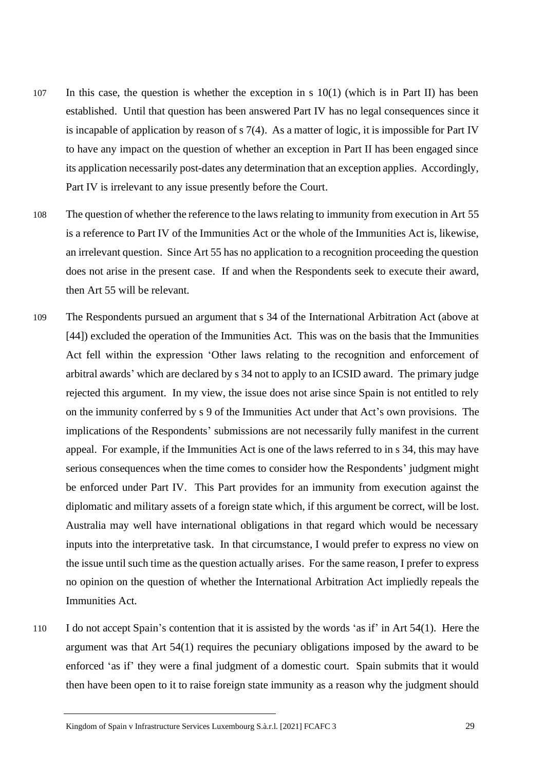107 In this case, the question is whether the exception in s 10(1) (which is in Part II) has been established. Until that question has been answered Part IV has no legal consequences since it is incapable of application by reason of s 7(4). As a matter of logic, it is impossible for Part IV to have any impact on the question of whether an exception in Part II has been engaged since its application necessarily post-dates any determination that an exception applies. Accordingly, Part IV is irrelevant to any issue presently before the Court.

108 The question of whether the reference to the laws relating to immunity from execution in Art 55 is a reference to Part IV of the Immunities Act or the whole of the Immunities Act is, likewise, an irrelevant question. Since Art 55 has no application to a recognition proceeding the question does not arise in the present case. If and when the Respondents seek to execute their award, then Art 55 will be relevant.

109 The Respondents pursued an argument that s 34 of the International Arbitration Act (above at [44]) excluded the operation of the Immunities Act. This was on the basis that the Immunities Act fell within the expression 'Other laws relating to the recognition and enforcement of arbitral awards' which are declared by s 34 not to apply to an ICSID award. The primary judge rejected this argument. In my view, the issue does not arise since Spain is not entitled to rely on the immunity conferred by s 9 of the Immunities Act under that Act's own provisions. The implications of the Respondents' submissions are not necessarily fully manifest in the current appeal. For example, if the Immunities Act is one of the laws referred to in s 34, this may have serious consequences when the time comes to consider how the Respondents' judgment might be enforced under Part IV. This Part provides for an immunity from execution against the diplomatic and military assets of a foreign state which, if this argument be correct, will be lost. Australia may well have international obligations in that regard which would be necessary inputs into the interpretative task. In that circumstance, I would prefer to express no view on the issue until such time as the question actually arises. For the same reason, I prefer to express no opinion on the question of whether the International Arbitration Act impliedly repeals the Immunities Act.

110 I do not accept Spain's contention that it is assisted by the words 'as if' in Art 54(1). Here the argument was that Art 54(1) requires the pecuniary obligations imposed by the award to be enforced 'as if' they were a final judgment of a domestic court. Spain submits that it would then have been open to it to raise foreign state immunity as a reason why the judgment should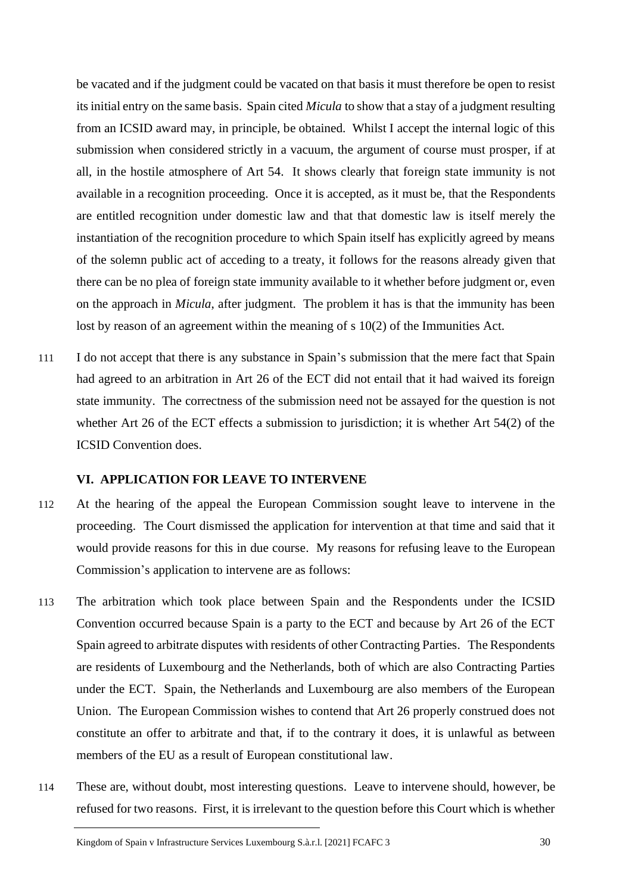be vacated and if the judgment could be vacated on that basis it must therefore be open to resist its initial entry on the same basis. Spain cited *Micula* to show that a stay of a judgment resulting from an ICSID award may, in principle, be obtained. Whilst I accept the internal logic of this submission when considered strictly in a vacuum, the argument of course must prosper, if at all, in the hostile atmosphere of Art 54. It shows clearly that foreign state immunity is not available in a recognition proceeding. Once it is accepted, as it must be, that the Respondents are entitled recognition under domestic law and that that domestic law is itself merely the instantiation of the recognition procedure to which Spain itself has explicitly agreed by means of the solemn public act of acceding to a treaty, it follows for the reasons already given that there can be no plea of foreign state immunity available to it whether before judgment or, even on the approach in *Micula*, after judgment. The problem it has is that the immunity has been lost by reason of an agreement within the meaning of s 10(2) of the Immunities Act.

111 I do not accept that there is any substance in Spain's submission that the mere fact that Spain had agreed to an arbitration in Art 26 of the ECT did not entail that it had waived its foreign state immunity. The correctness of the submission need not be assayed for the question is not whether Art 26 of the ECT effects a submission to jurisdiction; it is whether Art 54(2) of the ICSID Convention does.

## VI. APPLICATION FOR LEAVE TO INTERVENE

112 At the hearing of the appeal the European Commission sought leave to intervene in the proceeding. The Court dismissed the application for intervention at that time and said that it would provide reasons for this in due course. My reasons for refusing leave to the European Commission's application to intervene are as follows:

113 The arbitration which took place between Spain and the Respondents under the ICSID Convention occurred because Spain is a party to the ECT and because by Art 26 of the ECT Spain agreed to arbitrate disputes with residents of other Contracting Parties. The Respondents are residents of Luxembourg and the Netherlands, both of which are also Contracting Parties under the ECT. Spain, the Netherlands and Luxembourg are also members of the European Union. The European Commission wishes to contend that Art 26 properly construed does not constitute an offer to arbitrate and that, if to the contrary it does, it is unlawful as between members of the EU as a result of European constitutional law.

114 These are, without doubt, most interesting questions. Leave to intervene should, however, be refused for two reasons. First, it is irrelevant to the question before this Court which is whether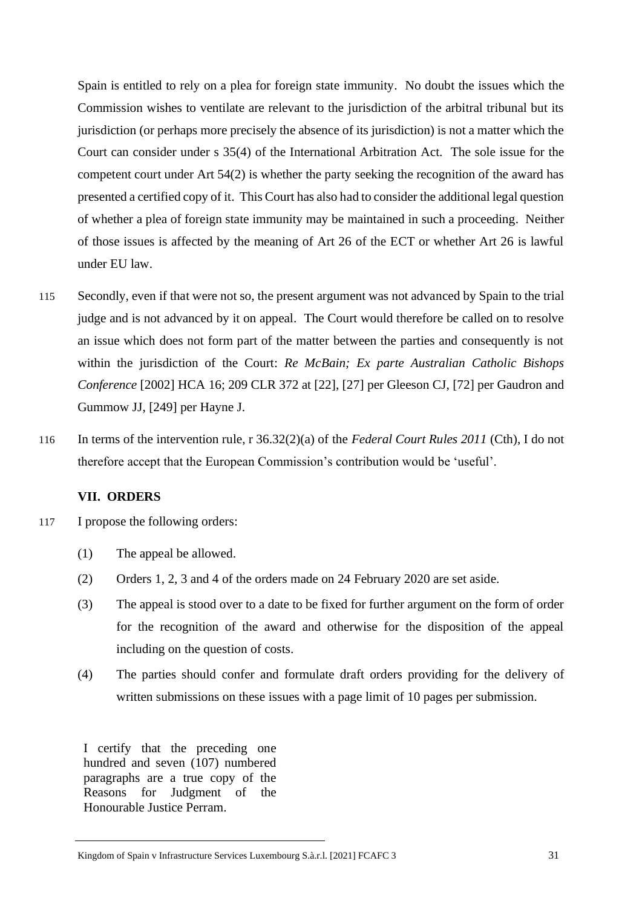Spain is entitled to rely on a plea for foreign state immunity. No doubt the issues which the Commission wishes to ventilate are relevant to the jurisdiction of the arbitral tribunal but its jurisdiction (or perhaps more precisely the absence of its jurisdiction) is not a matter which the Court can consider under s 35(4) of the International Arbitration Act. The sole issue for the competent court under Art 54(2) is whether the party seeking the recognition of the award has presented a certified copy of it. This Court has also had to consider the additional legal question of whether a plea of foreign state immunity may be maintained in such a proceeding. Neither of those issues is affected by the meaning of Art 26 of the ECT or whether Art 26 is lawful under EU law.

115 Secondly, even if that were not so, the present argument was not advanced by Spain to the trial judge and is not advanced by it on appeal. The Court would therefore be called on to resolve an issue which does not form part of the matter between the parties and consequently is not within the jurisdiction of the Court: *Re McBain; Ex parte Australian Catholic Bishops Conference* [2002] HCA 16; 209 CLR 372 at [22], [27] per Gleeson CJ, [72] per Gaudron and Gummow JJ, [249] per Hayne J.

116 In terms of the intervention rule, r 36.32(2)(a) of the *Federal Court Rules 2011* (Cth), I do not therefore accept that the European Commission's contribution would be 'useful'.

## VII. ORDERS

117 I propose the following orders:

(1) The appeal be allowed.

(2) Orders 1, 2, 3 and 4 of the orders made on 24 February 2020 are set aside.

(3) The appeal is stood over to a date to be fixed for further argument on the form of order for the recognition of the award and otherwise for the disposition of the appeal including on the question of costs.

(4) The parties should confer and formulate draft orders providing for the delivery of written submissions on these issues with a page limit of 10 pages per submission.

I certify that the preceding one hundred and seven (107) numbered paragraphs are a true copy of the Reasons for Judgment of the Honourable Justice Perram.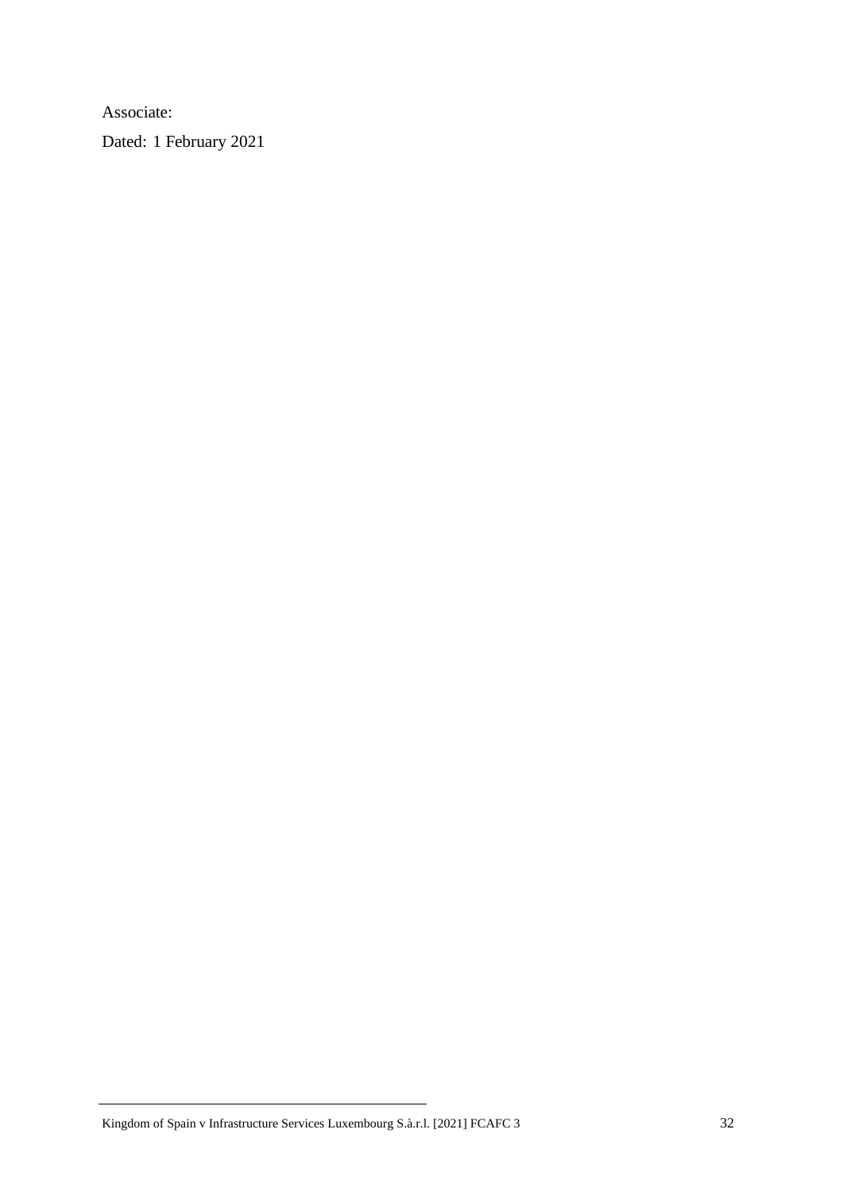Associate:

Dated: 1 February 2021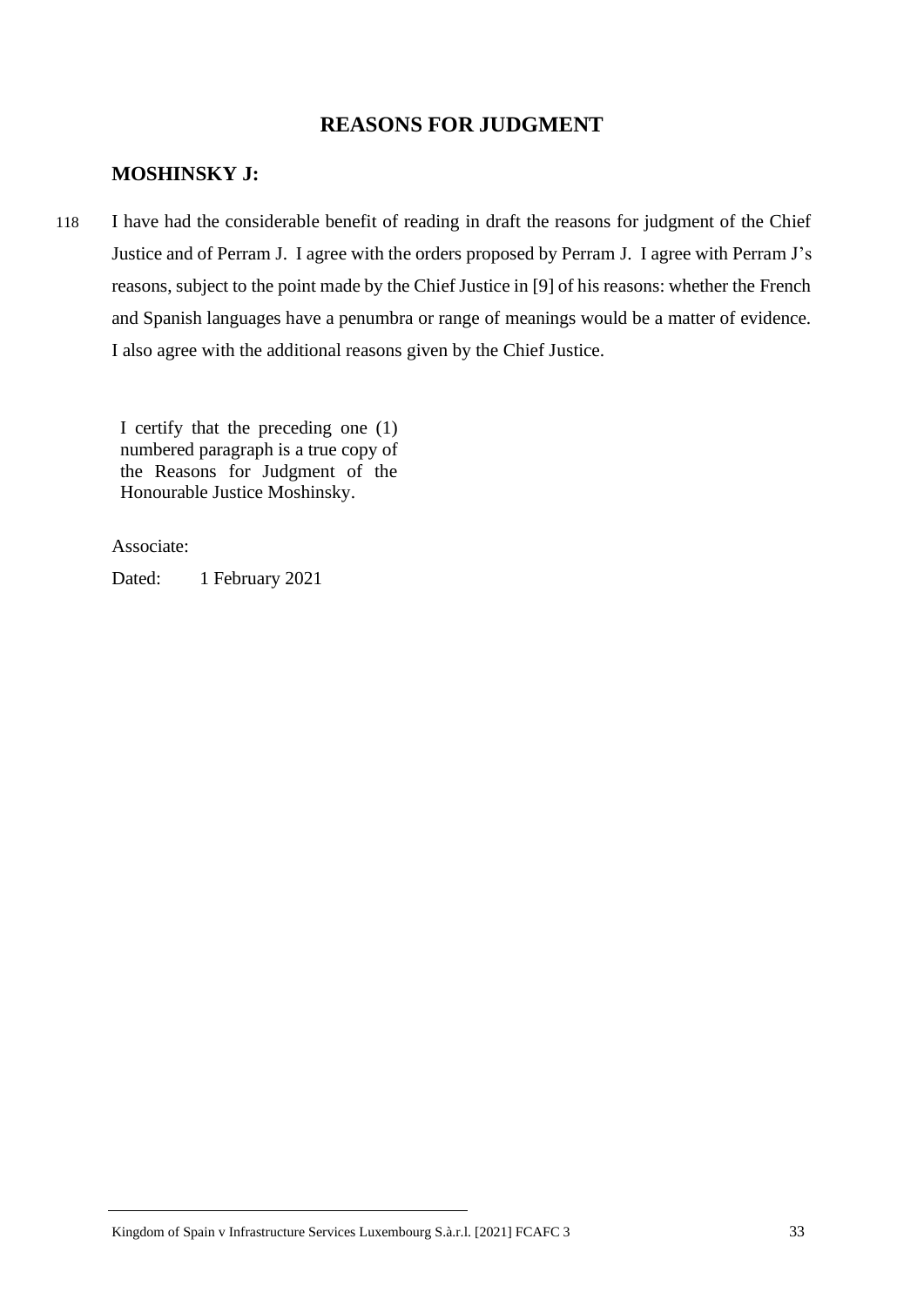## REASONS FOR JUDGMENT

### MOSHINSKY J:

118 I have had the considerable benefit of reading in draft the reasons for judgment of the Chief Justice and of Perram J. I agree with the orders proposed by Perram J. I agree with Perram J's reasons, subject to the point made by the Chief Justice in [9] of his reasons: whether the French and Spanish languages have a penumbra or range of meanings would be a matter of evidence. I also agree with the additional reasons given by the Chief Justice.

I certify that the preceding one (1) numbered paragraph is a true copy of the Reasons for Judgment of the Honourable Justice Moshinsky.

Associate:

Dated: 1 February 2021